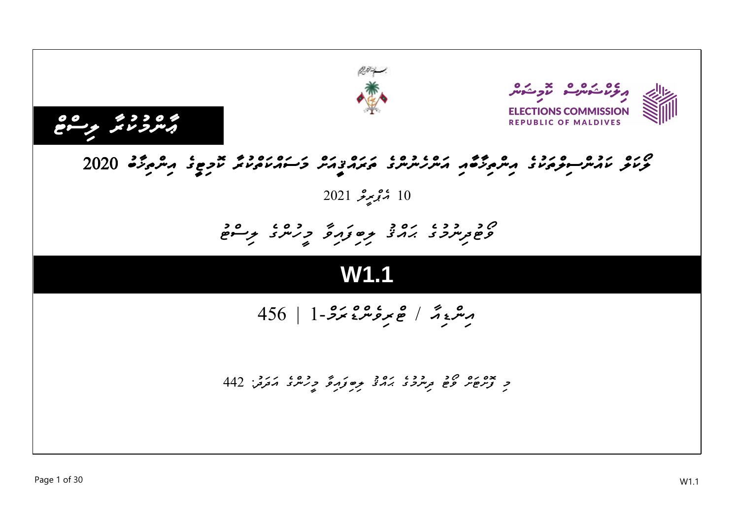އިލެކްޝަންސް ކޮމިޝަން

ELECTIONS COMMISSION
REPUBLIC OF MALDIVES

އަންގުމުގެ ލިސްޓު

# ލޯކަލް ކައުންސިލްތަކުގެ އިންތިޚާބާއި އަންހެނުންގެ ތަރައްޤީއަށް މަސައްކަތްކުރާ ކޮމިޓީގެ އިންތިޚާބު 2020

10 އެޕްރީލް 2021

ވޯޓުދިނުމުގެ ޙައްޤު ލިބިފައިވާ މީހުންގެ ލިސްޓު

## W1.1

އިންޑިޔާ / ޗެންނައި-1 | 456

މި ފޯމުގައި ވޯޓު ދިނުމުގެ ޙައްޤު ލިބިފައިވާ މީހުންގެ އަދަދު: 442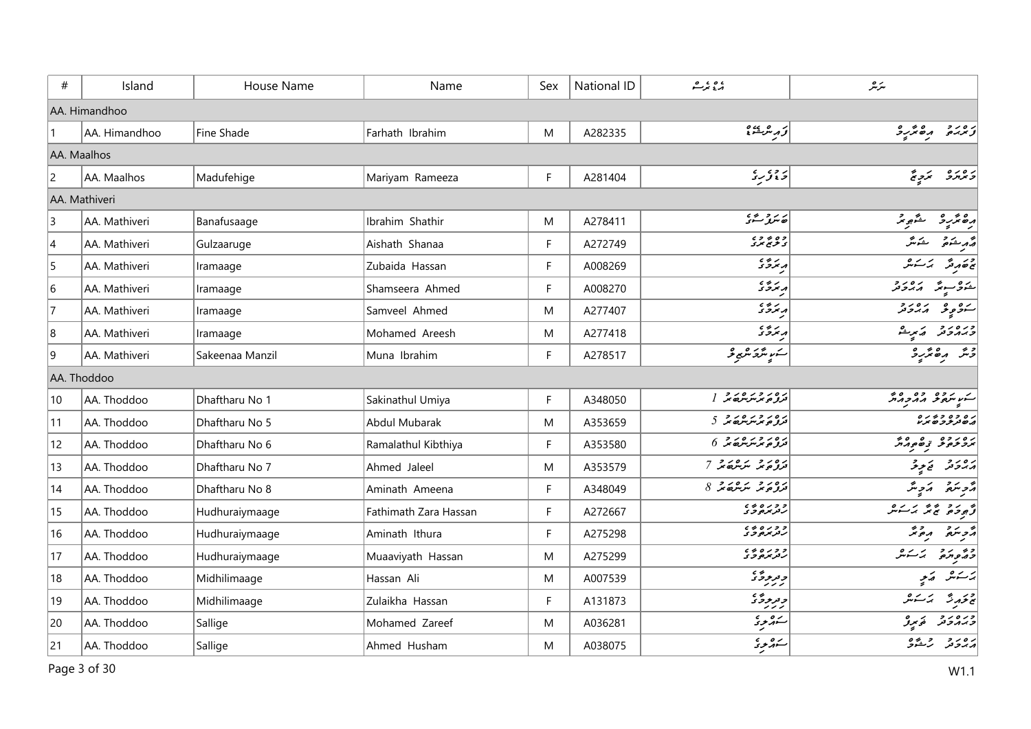| # | Island | House Name | Name | Sex | National ID | ގެއުގެ ނަން | ނަން |
|---|---|---|---|---|---|---|---|
| AA. Himandhoo | | | | | | | |
| 1 | AA. Himandhoo | Fine Shade | Farhath Ibrahim | M | A282335 | ފައިންޝޭޑް | ފަރްހަތު އިބްރާހީމް |
| AA. Maalhos | | | | | | | |
| 2 | AA. Maalhos | Madufehige | Mariyam Rameeza | F | A281404 | މަޑުފެހިގެ | މަރިޔަމް ރަމީޒާ |
| AA. Mathiveri | | | | | | | |
| 3 | AA. Mathiveri | Banafusaage | Ibrahim Shathir | M | A278411 | ބަނަފުސާގެ | އިބްރާހީމް ޝާތިރު |
| 4 | AA. Mathiveri | Gulzaaruge | Aishath Shanaa | F | A272749 | ގުލްޒާރުގެ | އާއިޝަތު ޝަނާ |
| 5 | AA. Mathiveri | Iramaage | Zubaida Hassan | F | A008269 | އިރަމާގެ | ޒުބައިދާ ހަސަން |
| 6 | AA. Mathiveri | Iramaage | Shamseera Ahmed | F | A008270 | އިރަމާގެ | ޝަމްސީރާ އަހްމަދު |
| 7 | AA. Mathiveri | Iramaage | Samveel Ahmed | M | A277407 | އިރަމާގެ | ސަމްވީލް އަހްމަދު |
| 8 | AA. Mathiveri | Iramaage | Mohamed Areesh | M | A277418 | އިރަމާގެ | މުހައްމަދު އަރީޝް |
| 9 | AA. Mathiveri | Sakeenaa Manzil | Muna Ibrahim | F | A278517 | ސަކީނާމަންޒިލް | މުނާ އިބްރާހީމް |
| AA. Thoddoo | | | | | | | |
| 10 | AA. Thoddoo | Dhaftharu No 1 | Sakinathul Umiya | F | A348050 | ދަފްތަރު ނަންބަރު 1 | ސަކީނަތުލް އުމައިޔާ |
| 11 | AA. Thoddoo | Dhaftharu No 5 | Abdul Mubarak | M | A353659 | ދަފްތަރު ނަންބަރު 5 | އަބްދުލްމުބާރަކް |
| 12 | AA. Thoddoo | Dhaftharu No 6 | Ramalathul Kibthiya | F | A353580 | ދަފްތަރު ނަންބަރު 6 | ރަމްލަތުލް ކިބްތިޔާ |
| 13 | AA. Thoddoo | Dhaftharu No 7 | Ahmed Jaleel | M | A353579 | ދަފްތަރު ނަންބަރު 7 | އަހްމަދު ޖަލީލް |
| 14 | AA. Thoddoo | Dhaftharu No 8 | Aminath Ameena | F | A348049 | ދަފްތަރު ނަންބަރު 8 | އާމިނަތު އަމީނާ |
| 15 | AA. Thoddoo | Hudhuraiymaage | Fathimath Zara Hassan | F | A272667 | ހުދުރައިމާގެ | ފާތިމަތު ޒާރާ ހަސަން |
| 16 | AA. Thoddoo | Hudhuraiymaage | Aminath Ithura | F | A275298 | ހުދުރައިމާގެ | އާމިނަތު އިތުރާ |
| 17 | AA. Thoddoo | Hudhuraiymaage | Muaaviyath Hassan | M | A275299 | ހުދުރައިމާގެ | މުއާވިޔަތު ހަސަން |
| 18 | AA. Thoddoo | Midhilimaage | Hassan Ali | M | A007539 | މިދިލިމާގެ | ހަސަން އަލި |
| 19 | AA. Thoddoo | Midhilimaage | Zulaikha Hassan | F | A131873 | މިދިލިމާގެ | ޒުލައިޚާ ހަސަން |
| 20 | AA. Thoddoo | Sallige | Mohamed Zareef | M | A036281 | ސައްލިގެ | މުހައްމަދު ޒަރީފް |
| 21 | AA. Thoddoo | Sallige | Ahmed Husham | M | A038075 | ސައްލިގެ | އަހްމަދު ހުޝާމް |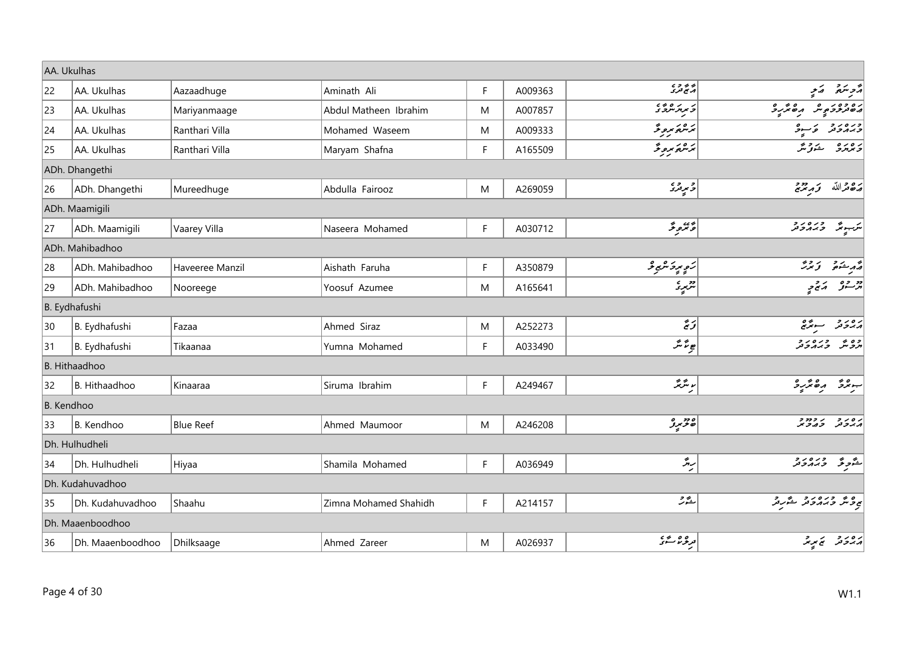| AA. Ukulhas | | | | | | | |
|---|---|---|---|---|---|---|---|
| 22 | AA. Ukulhas | Aazaadhuge | Aminath Ali | F | A009363 | އާޒާދުގެ | އާމިނަތު އަލި |
| 23 | AA. Ukulhas | Mariyanmaage | Abdul Matheen Ibrahim | M | A007857 | މަރިޔަންމާގެ | އަބްދުލްމަތީން އިބްރާހީމް |
| 24 | AA. Ukulhas | Ranthari Villa | Mohamed Waseem | M | A009333 | ރަންތަރިވިލާ | މުހައްމަދު ވަސީމް |
| 25 | AA. Ukulhas | Ranthari Villa | Maryam Shafna | F | A165509 | ރަންތަރިވިލާ | މަރްޔަމް ޝަފްނާ |
| ADh. Dhangethi | | | | | | | |
| 26 | ADh. Dhangethi | Mureedhuge | Abdulla Fairooz | M | A269059 | މުރީދުގެ | އަބްދުﷲ ފައިރޫޒު |
| ADh. Maamigili | | | | | | | |
| 27 | ADh. Maamigili | Vaarey Villa | Naseera Mohamed | F | A030712 | ވާރޭވިލާ | ނަސީރާ މުހައްމަދު |
| ADh. Mahibadhoo | | | | | | | |
| 28 | ADh. Mahibadhoo | Haveeree Manzil | Aishath Faruha | F | A350879 | ހަވީރީމަންޒިލް | އައިޝަތު ފަރުހާ |
| 29 | ADh. Mahibadhoo | Nooreege | Yoosuf Azumee | M | A165641 | ނޫރީގެ | ޔޫސުފް އަޒުމީ |
| B. Eydhafushi | | | | | | | |
| 30 | B. Eydhafushi | Fazaa | Ahmed Siraz | M | A252273 | ފަޒާ | އަހްމަދު ސިރާޒު |
| 31 | B. Eydhafushi | Tikaanaa | Yumna Mohamed | F | A033490 | ޓިކާނާ | ޔުމްނާ މުހައްމަދު |
| B. Hithaadhoo | | | | | | | |
| 32 | B. Hithaadhoo | Kinaaraa | Siruma Ibrahim | F | A249467 | ކިނާރާ | ސިރުމާ އިބްރާހީމް |
| B. Kendhoo | | | | | | | |
| 33 | B. Kendhoo | Blue Reef | Ahmed Maumoor | M | A246208 | ބްލޫރީފް | އަހްމަދު މައުމޫރު |
| Dh. Hulhudheli | | | | | | | |
| 34 | Dh. Hulhudheli | Hiyaa | Shamila Mohamed | F | A036949 | ހިޔާ | ޝާމިލާ މުހައްމަދު |
| Dh. Kudahuvadhoo | | | | | | | |
| 35 | Dh. Kudahuvadhoo | Shaahu | Zimna Mohamed Shahidh | F | A214157 | ޝާހު | ޒިމްނާ މުހައްމަދު ޝާހިދު |
| Dh. Maaenboodhoo | | | | | | | |
| 36 | Dh. Maaenboodhoo | Dhilksaage | Ahmed Zareer | M | A026937 | ދިލްކްސާގެ | އަހްމަދު ޒަރީރު |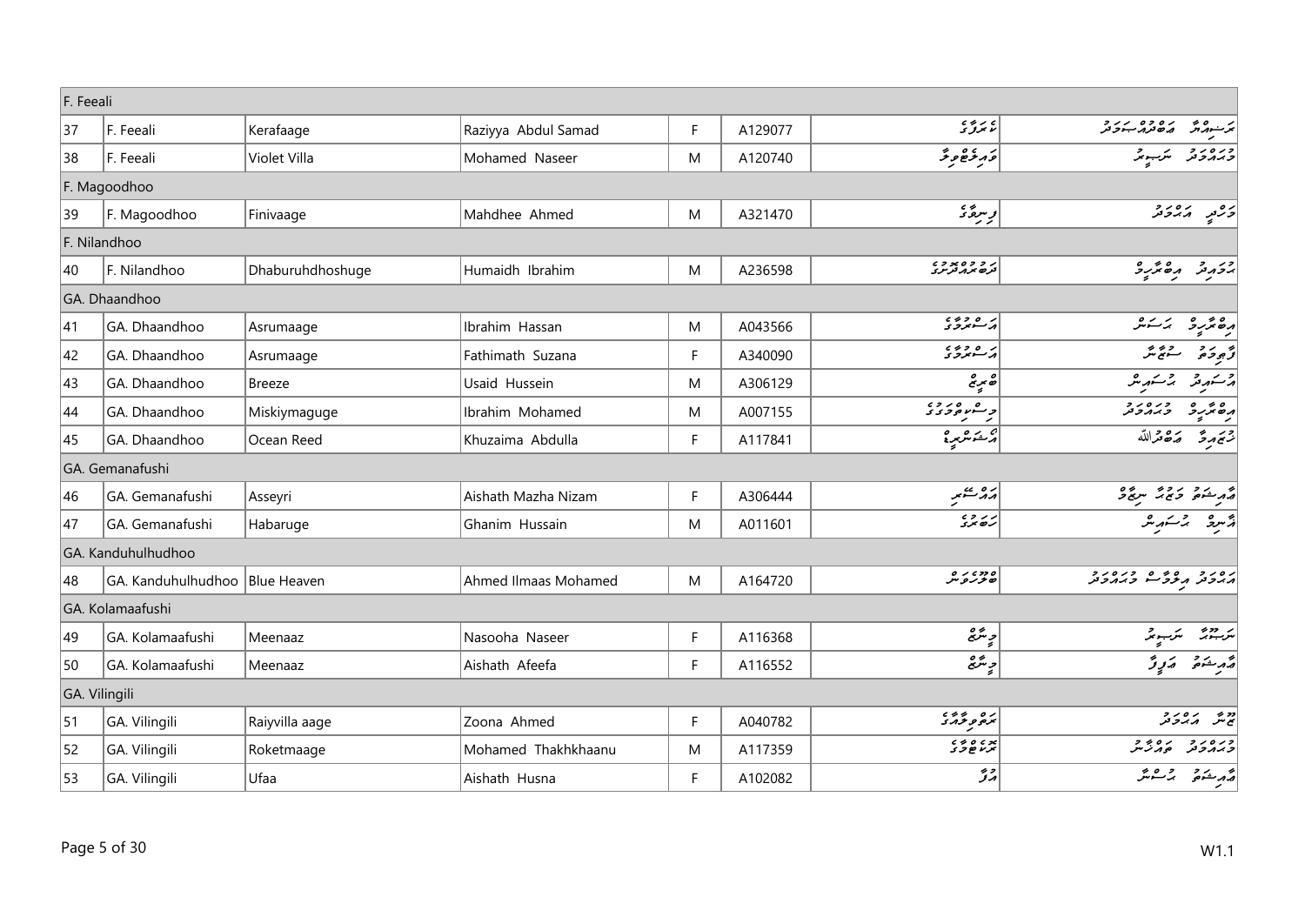| F. Feeali | | | | | | | |
|---|---|---|---|---|---|---|---|
| 37 | F. Feeali | Kerafaage | Raziyya Abdul Samad | F | A129077 | ، ئەبرۇ ئ | ئرسوژە ئەھەرە سەرد |
| 38 | F. Feeali | Violet Villa | Mohamed Naseer | M | A120740 | ئەرخەھ ھوڭە | دىرەرد سەبىيەتى |
| F. Magoodhoo | | | | | | | |
| 39 | F. Magoodhoo | Finivaage | Mahdhee Ahmed | M | A321470 | وسرھ ئ | دەرىر ئەرەرد |
| F. Nilandhoo | | | | | | | |
| 40 | F. Nilandhoo | Dhaburuhdhoshuge | Humaidh Ibrahim | M | A236598 | ترە برەترىرى | برىرتر مەھترىرو |
| GA. Dhaandhoo | | | | | | | |
| 41 | GA. Dhaandhoo | Asrumaage | Ibrahim Hassan | M | A043566 | ئەسىرتىرى | مەھترىرو ئەسەس |
| 42 | GA. Dhaandhoo | Asrumaage | Fathimath Suzana | F | A340090 | ئەسىرتىرى | ۋەجەدە سىتى تىر |
| 43 | GA. Dhaandhoo | Breeze | Usaid Hussein | M | A306129 | ھىرىج | مەسەرىتر جەسەر ش |
| 44 | GA. Dhaandhoo | Miskiymaguge | Ibrahim Mohamed | M | A007155 | جەسىرىمەتى | مەھترىرو دىرەرد |
| 45 | GA. Dhaandhoo | Ocean Reed | Khuzaima Abdulla | F | A117841 | مەشەشرىرى | زىترمەڭ مەھترالله |
| GA. Gemanafushi | | | | | | | |
| 46 | GA. Gemanafushi | Asseyri | Aishath Mazha Nizam | F | A306444 | مەرەمىر | مەرشەدە دىجى سرىجو |
| 47 | GA. Gemanafushi | Habaruge | Ghanim Hussain | M | A011601 | ئەھترى | مەسرى جەسەر ش |
| GA. Kanduhulhudhoo | | | | | | | |
| 48 | GA. Kanduhulhudhoo | Blue Heaven | Ahmed Ilmaas Mohamed | M | A164720 | ھەترىرەش | مەردى مەۋرىرە دىرەرد |
| GA. Kolamaafushi | | | | | | | |
| 49 | GA. Kolamaafushi | Meenaaz | Nasooha Naseer | F | A116368 | جەشىج | سەبىرى سەبىيەتى |
| 50 | GA. Kolamaafushi | Meenaaz | Aishath Afeefa | F | A116552 | جەشىج | مەرشەدە مەرىزى |
| GA. Vilingili | | | | | | | |
| 51 | GA. Vilingili | Raiyvilla aage | Zoona Ahmed | F | A040782 | ئرەۋىترى | چشر مەرەرد |
| 52 | GA. Vilingili | Roketmaage | Mohamed Thakhkhaanu | M | A117359 | ترىرەۋى | دىرەرد ھەرئىش |
| 53 | GA. Vilingili | Ufaa | Aishath Husna | F | A102082 | مۇ | مەرشەدە جەسەش |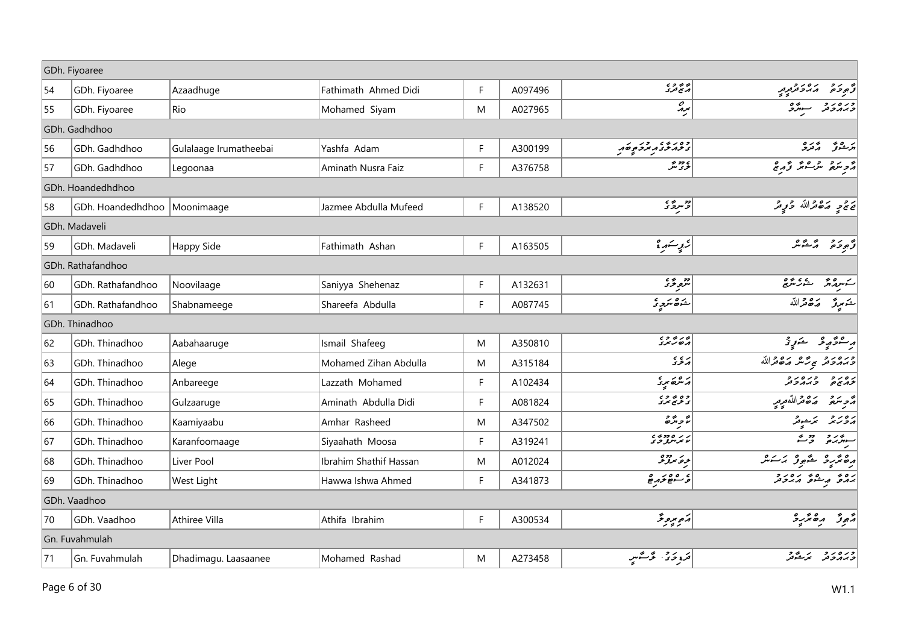| | | | | | | | |
|---|---|---|---|---|---|---|---|
| GDh. Fiyoaree | | | | | | | |
| 54 | GDh. Fiyoaree | Azaadhuge | Fathimath Ahmed Didi | F | A097496 | އަޒާދުގެ | ފާތިމަތު އަޙްމަދުދީދީ |
| 55 | GDh. Fiyoaree | Rio | Mohamed Siyam | M | A027965 | ރިއޯ | މުޙައްމަދު ސިޔާމް |
| GDh. Gadhdhoo | | | | | | | |
| 56 | GDh. Gadhdhoo | Gulalaage Irumatheebai | Yashfa Adam | F | A300199 | ގުލަލާގެ އިރުމަތީބައި | ޔަޝްފާ އާދަމް |
| 57 | GDh. Gadhdhoo | Legoonaa | Aminath Nusra Faiz | F | A376758 | ލެގޫނާ | އާމިނަތު ނުސްރާ ފާއިޒު |
| GDh. Hoandedhdhoo | | | | | | | |
| 58 | GDh. Hoandedhdhoo | Moonimaage | Jazmee Abdulla Mufeed | F | A138520 | މޫނިމާގެ | ޖަޒްމީ އަބްދުﷲ މުފީދު |
| GDh. Madaveli | | | | | | | |
| 59 | GDh. Madaveli | Happy Side | Fathimath Ashan | F | A163505 | ހެޕީސައިޑް | ފާތިމަތު އާޝާން |
| GDh. Rathafandhoo | | | | | | | |
| 60 | GDh. Rathafandhoo | Noovilaage | Saniyya Shehenaz | F | A132631 | ނޫވިލާގެ | ސަނިއްޔާ ޝެހެނާޒް |
| 61 | GDh. Rathafandhoo | Shabnameege | Shareefa Abdulla | F | A087745 | ޝަބްނަމީގެ | ޝަރީފާ އަބްދުﷲ |
| GDh. Thinadhoo | | | | | | | |
| 62 | GDh. Thinadhoo | Aabahaaruge | Ismail Shafeeg | M | A350810 | އާބަހާރުގެ | އިސްމާއީލް ޝަފީގު |
| 63 | GDh. Thinadhoo | Alege | Mohamed Zihan Abdulla | M | A315184 | އަލެގެ | މުޙައްމަދު ޒިހާން އަބްދުﷲ |
| 64 | GDh. Thinadhoo | Anbareege | Lazzath Mohamed | F | A102434 | އަންބަރީގެ | ލައްޒަތު މުޙައްމަދު |
| 65 | GDh. Thinadhoo | Gulzaaruge | Aminath Abdulla Didi | F | A081824 | ގުލްޒާރުގެ | އާމިނަތު އަބްދުﷲދީދީ |
| 66 | GDh. Thinadhoo | Kaamiyaabu | Amhar Rasheed | M | A347502 | ކާމިޔާބު | އަމްހަރު ރަޝީދު |
| 67 | GDh. Thinadhoo | Karanfoomaage | Siyaahath Moosa | F | A319241 | ކަރަންފޫމާގެ | ސިޔާހަތު މޫސާ |
| 68 | GDh. Thinadhoo | Liver Pool | Ibrahim Shathif Hassan | M | A012024 | ލިވަރޕޫލް | އިބްރާހިމް ޝާތިފް ހަސަން |
| 69 | GDh. Thinadhoo | West Light | Hawwa Ishwa Ahmed | F | A341873 | ވެސްޓްލައިޓް | ހައްވާ އިޝްވާ އަޙްމަދު |
| GDh. Vaadhoo | | | | | | | |
| 70 | GDh. Vaadhoo | Athiree Villa | Athifa Ibrahim | F | A300534 | އަތިރީވިލާ | އާތިފާ އިބްރާހިމް |
| Gn. Fuvahmulah | | | | | | | |
| 71 | Gn. Fuvahmulah | Dhadimagu. Laasaanee | Mohamed Rashad | M | A273458 | ދަޑިމަގު. ލާސާނީ | މުޙައްމަދު ރަޝާދު |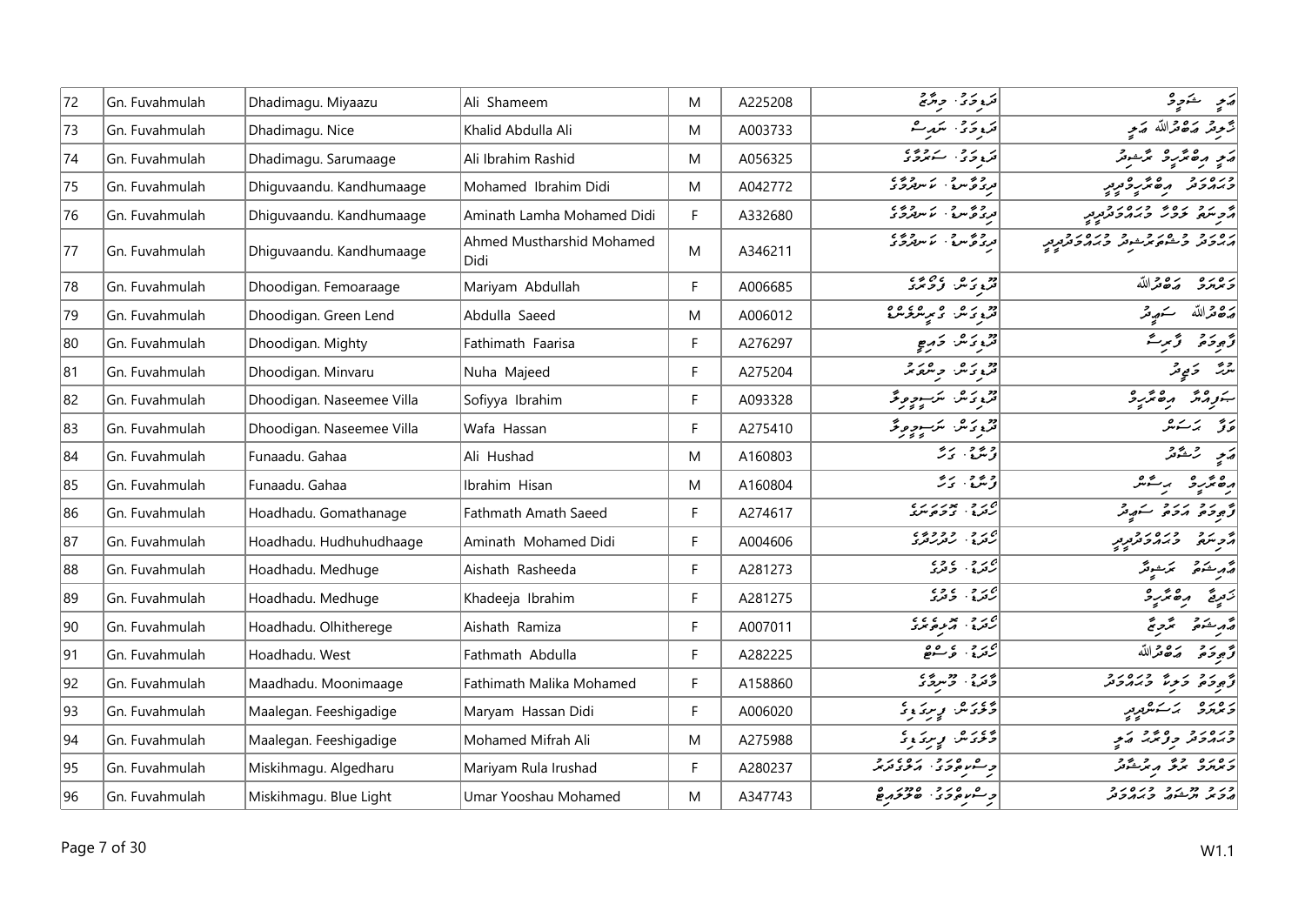| 72 | Gn. Fuvahmulah | Dhadimagu. Miyaazu | Ali Shameem | M | A225208 | ދަޑިމަގު. މިޔާޒު | ޢަލީ ޝަމީމް |
|---|---|---|---|---|---|---|---|
| 73 | Gn. Fuvahmulah | Dhadimagu. Nice | Khalid Abdulla Ali | M | A003733 | ދަޑިމަގު. ނައިސް | ޚާލިދު އަބްދުﷲ ޢަލީ |
| 74 | Gn. Fuvahmulah | Dhadimagu. Sarumaage | Ali Ibrahim Rashid | M | A056325 | ދަޑިމަގު. ސަރުމާގެ | ޢަލީ އިބްރާހީމް ރާޝިދު |
| 75 | Gn. Fuvahmulah | Dhiguvaandu. Kandhumaage | Mohamed Ibrahim Didi | M | A042772 | ދިގުވާންޑު. ކަނދުމާގެ | މުޙައްމަދު އިބްރާހީމްދީދީ |
| 76 | Gn. Fuvahmulah | Dhiguvaandu. Kandhumaage | Aminath Lamha Mohamed Didi | F | A332680 | ދިގުވާންޑު. ކަނދުމާގެ | އާމިނަތު ލަމްހާ މުޙައްމަދުދީދީ |
| 77 | Gn. Fuvahmulah | Dhiguvaandu. Kandhumaage | Ahmed Mustharshid Mohamed Didi | M | A346211 | ދިގުވާންޑު. ކަނދުމާގެ | އަޙްމަދު މުސްތަރްޝިދު މުޙައްމަދުދީދީ |
| 78 | Gn. Fuvahmulah | Dhoodigan. Femoaraage | Mariyam Abdullah | F | A006685 | ދޫޑިގަން. ފެމޯރާގެ | މަރިޔަމް އަބްދުﷲ |
| 79 | Gn. Fuvahmulah | Dhoodigan. Green Lend | Abdulla Saeed | M | A006012 | ދޫޑިގަން. ގްރީންލެންޑް | އަބްދުﷲ ސަޢީދު |
| 80 | Gn. Fuvahmulah | Dhoodigan. Mighty | Fathimath Faarisa | F | A276297 | ދޫޑިގަން. މައިޓީ | ފާތިމަތު ފާރިސާ |
| 81 | Gn. Fuvahmulah | Dhoodigan. Minvaru | Nuha Majeed | F | A275204 | ދޫޑިގަން. މިންވަރު | ނުހާ މަޖީދު |
| 82 | Gn. Fuvahmulah | Dhoodigan. Naseemee Villa | Sofiyya Ibrahim | F | A093328 | ދޫޑިގަން. ނަސީމީވިލާ | ސަފިއްޔާ އިބްރާހީމް |
| 83 | Gn. Fuvahmulah | Dhoodigan. Naseemee Villa | Wafa Hassan | F | A275410 | ދޫޑިގަން. ނަސީމީވިލާ | ވަފާ ޙަސަން |
| 84 | Gn. Fuvahmulah | Funaadu. Gahaa | Ali Hushad | M | A160803 | ފުނާޑު. ގަހާ | ޢަލީ ހުޝާދު |
| 85 | Gn. Fuvahmulah | Funaadu. Gahaa | Ibrahim Hisan | M | A160804 | ފުނާޑު. ގަހާ | އިބްރާހީމް ހިސާން |
| 86 | Gn. Fuvahmulah | Hoadhadu. Gomathanage | Fathmath Amath Saeed | F | A274617 | ހޯދަޑު. ގޯމަތަނގެ | ފާތިމަތު އަމަތު ސަޢީދު |
| 87 | Gn. Fuvahmulah | Hoadhadu. Hudhuhudhaage | Aminath Mohamed Didi | F | A004606 | ހޯދަޑު. ހުދުހުދާގެ | އާމިނަތު މުޙައްމަދުދީދީ |
| 88 | Gn. Fuvahmulah | Hoadhadu. Medhuge | Aishath Rasheeda | F | A281273 | ހޯދަޑު. މެދުގެ | އައިޝަތު ރަޝީދާ |
| 89 | Gn. Fuvahmulah | Hoadhadu. Medhuge | Khadeeja Ibrahim | F | A281275 | ހޯދަޑު. މެދުގެ | ޚަދީޖާ އިބްރާހީމް |
| 90 | Gn. Fuvahmulah | Hoadhadu. Olhitherege | Aishath Ramiza | F | A007011 | ހޯދަޑު. އޮޅިތެރެގެ | އައިޝަތު ރާމިޒާ |
| 91 | Gn. Fuvahmulah | Hoadhadu. West | Fathmath Abdulla | F | A282225 | ހޯދަޑު. ވެސްޓް | ފާތިމަތު އަބްދުﷲ |
| 92 | Gn. Fuvahmulah | Maadhadu. Moonimaage | Fathimath Malika Mohamed | F | A158860 | މާދަޑު. މޫނިމާގެ | ފާތިމަތު މަލިކާ މުޙައްމަދު |
| 93 | Gn. Fuvahmulah | Maalegan. Feeshigadige | Maryam Hassan Didi | F | A006020 | މާލެގަން. ފީށިގަޑިގެ | މަރްޔަމް ޙަސަންދީދީ |
| 94 | Gn. Fuvahmulah | Maalegan. Feeshigadige | Mohamed Mifrah Ali | M | A275988 | މާލެގަން. ފީށިގަޑިގެ | މުޙައްމަދު މިފްރާޙް ޢަލީ |
| 95 | Gn. Fuvahmulah | Miskihmagu. Algedharu | Mariyam Rula Irushad | F | A280237 | މިސްކިއްމަގު. އަލްގެދަރު | މަރިޔަމް ރުލާ އިރުޝާދު |
| 96 | Gn. Fuvahmulah | Miskihmagu. Blue Light | Umar Yooshau Mohamed | M | A347743 | މިސްކިއްމަގު. ބްލޫލައިޓް | ޢުމަރު ޔޫޝައު މުޙައްމަދު |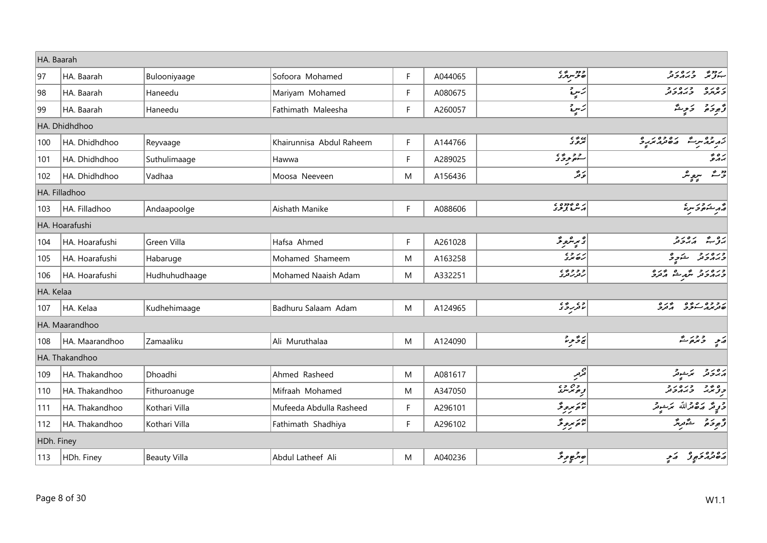| | | | | | | | |
|---|---|---|---|---|---|---|---|
| HA. Baarah | | | | | | | |
| 97 | HA. Baarah | Bulooniyaage | Sofoora Mohamed | F | A044065 | ބުލޫނިޔާގެ | ސުފޫރާ މުހައްމަދު |
| 98 | HA. Baarah | Haneedu | Mariyam Mohamed | F | A080675 | ހަނީދު | މަރިޔަމް މުހައްމަދު |
| 99 | HA. Baarah | Haneedu | Fathimath Maleesha | F | A260057 | ހަނީދު | ފާތިމަތު މަލީޝާ |
| HA. Dhidhdhoo | | | | | | | |
| 100 | HA. Dhidhdhoo | Reyvaage | Khairunnisa Abdul Raheem | F | A144766 | ރޭވާގެ | ޚައިރުންނިސާ އަބްދުއްރަޙީމް |
| 101 | HA. Dhidhdhoo | Suthulimaage | Hawwa | F | A289025 | ސުތުލިމާގެ | ހައްވާ |
| 102 | HA. Dhidhdhoo | Vadhaa | Moosa Neeveen | M | A156436 | ވަދާ | މޫސާ ނީވީން |
| HA. Filladhoo | | | | | | | |
| 103 | HA. Filladhoo | Andaapoolge | Aishath Manike | F | A088606 | އަންދާޕޫލްގެ | އައިޝަތުމަނިކެ |
| HA. Hoarafushi | | | | | | | |
| 104 | HA. Hoarafushi | Green Villa | Hafsa Ahmed | F | A261028 | ގްރީންވިލާ | ހަފްސާ އަހުމަދު |
| 105 | HA. Hoarafushi | Habaruge | Mohamed Shameem | M | A163258 | ހަބަރުގެ | މުހައްމަދު ޝަމީމް |
| 106 | HA. Hoarafushi | Hudhuhudhaage | Mohamed Naaish Adam | M | A332251 |ހުދުހުދާގެ | މުހައްމަދު ނާއިޝް އާދަމް |
| HA. Kelaa | | | | | | | |
| 107 | HA. Kelaa | Kudhehimaage | Badhuru Salaam Adam | M | A124965 | ކުދެހިމާގެ | ބަދުރުއްސަލާމް އާދަމް |
| HA. Maarandhoo | | | | | | | |
| 108 | HA. Maarandhoo | Zamaaliku | Ali Muruthalaa | M | A124090 | ޒަމާލިކު | އަލި މުރުތަލާ |
| HA. Thakandhoo | | | | | | | |
| 109 | HA. Thakandhoo | Dhoadhi | Ahmed Rasheed | M | A081617 | ދޯދި | އަހުމަދު ރަޝީދު |
| 110 | HA. Thakandhoo | Fithuroanuge | Mifraah Mohamed | M | A347050 | ފިތުރޯނުގެ | މިފްރާހް މުހައްމަދު |
| 111 | HA. Thakandhoo | Kothari Villa | Mufeeda Abdulla Rasheed | F | A296101 | ކޮތަރިވިލާ | މުފީދާ އަބްދުﷲ ރަޝީދު |
| 112 | HA. Thakandhoo | Kothari Villa | Fathimath Shadhiya | F | A296102 | ކޮތަރިވިލާ | ފާތިމަތު ޝާދިޔާ |
| HDh. Finey | | | | | | | |
| 113 | HDh. Finey | Beauty Villa | Abdul Latheef Ali | M | A040236 | ބިއުޓީވިލާ | އަބްދުއްލަޠީފް އަލި |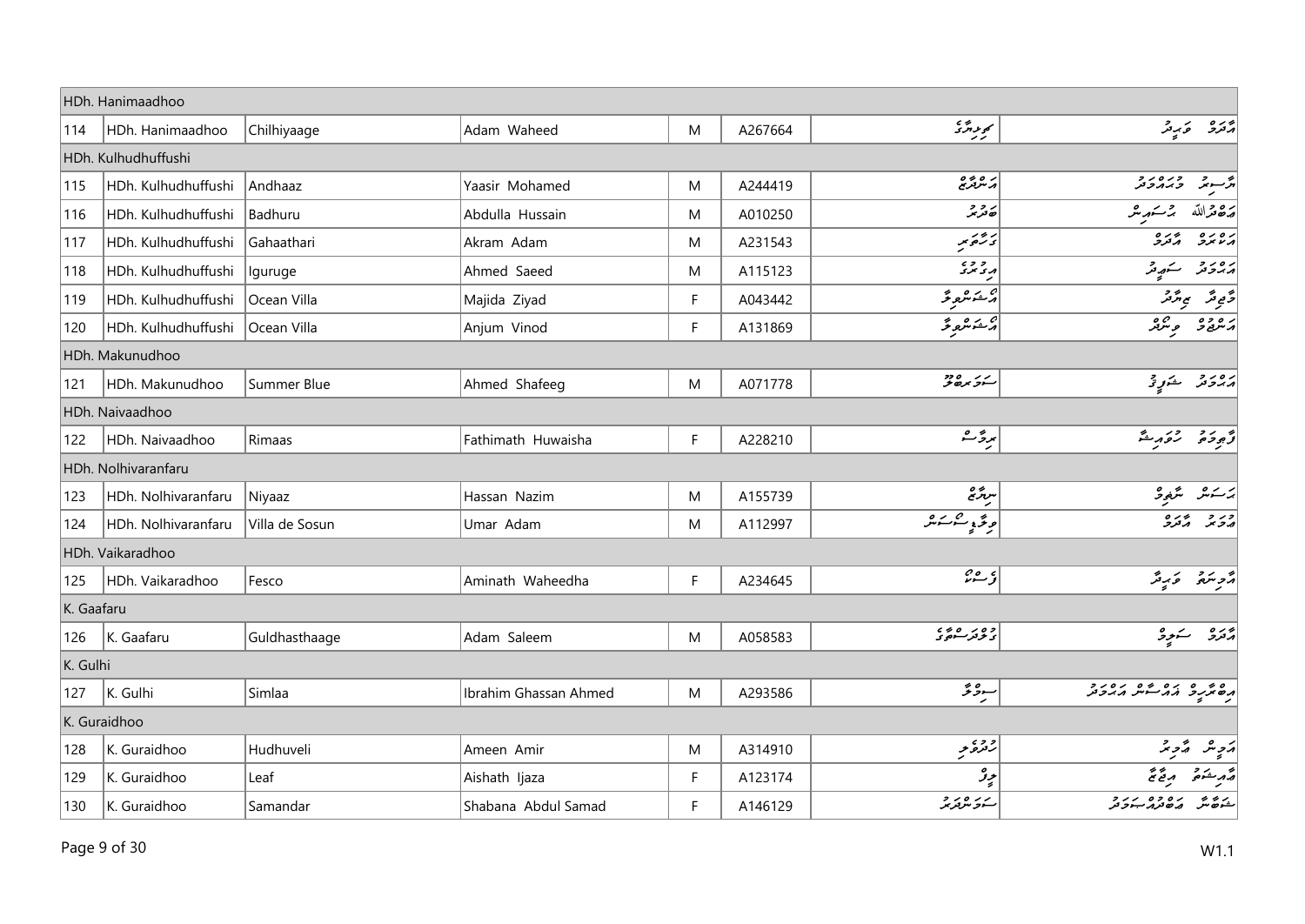| | | | | | | | |
|---|---|---|---|---|---|---|---|
| HDh. Hanimaadhoo | | | | | | | |
| 114 | HDh. Hanimaadhoo | Chilhiyaage | Adam Waheed | M | A267664 | ޗިޅިޔާގެ | އާދަމް ވަޙީދު |
| HDh. Kulhudhuffushi | | | | | | | |
| 115 | HDh. Kulhudhuffushi | Andhaaz | Yaasir Mohamed | M | A244419 | އަންދާޒު | ޔާސިރު މުޙައްމަދު |
| 116 | HDh. Kulhudhuffushi | Badhuru | Abdulla Hussain | M | A010250 | ބަދުރު | އަބްދުﷲ ޙުސައިން |
| 117 | HDh. Kulhudhuffushi | Gahaathari | Akram Adam | M | A231543 | ގަހާތަރި | އަކްރަމް އާދަމް |
| 118 | HDh. Kulhudhuffushi | Iguruge | Ahmed Saeed | M | A115123 | އިގުރުގެ | އަޙްމަދު ސަޢީދު |
| 119 | HDh. Kulhudhuffushi | Ocean Villa | Majida Ziyad | F | A043442 | އޯޝަންވިލާ | މާޖިދާ ޒިޔާދު |
| 120 | HDh. Kulhudhuffushi | Ocean Villa | Anjum Vinod | F | A131869 | އޯޝަންވިލާ | އަންޖުމް ވިނޯދު |
| HDh. Makunudhoo | | | | | | | |
| 121 | HDh. Makunudhoo | Summer Blue | Ahmed Shafeeg | M | A071778 | ސަމަރބްލޫ | އަޙްމަދު ޝަފީގު |
| HDh. Naivaadhoo | | | | | | | |
| 122 | HDh. Naivaadhoo | Rimaas | Fathimath Huwaisha | F | A228210 | ރިމާސް | ފާތިމަތު ހުވައިޝާ |
| HDh. Nolhivaranfaru | | | | | | | |
| 123 | HDh. Nolhivaranfaru | Niyaaz | Hassan Nazim | M | A155739 | ނިޔާޒު | ޙަސަން ނާޒިމް |
| 124 | HDh. Nolhivaranfaru | Villa de Sosun | Umar Adam | M | A112997 | ވިލާ ޑި ސޯސަން | ޢުމަރު އާދަމް |
| HDh. Vaikaradhoo | | | | | | | |
| 125 | HDh. Vaikaradhoo | Fesco | Aminath Waheedha | F | A234645 | ފެސްކޯ | އާމިނަތު ވަޙީދާ |
| K. Gaafaru | | | | | | | |
| 126 | K. Gaafaru | Guldhasthaage | Adam Saleem | M | A058583 | ގުލްދަސްތާގެ | އާދަމް ސަލީމް |
| K. Gulhi | | | | | | | |
| 127 | K. Gulhi | Simlaa | Ibrahim Ghassan Ahmed | M | A293586 | ސިމްލާ | އިބްރާހީމް ޣައްސާން އަޙްމަދު |
| K. Guraidhoo | | | | | | | |
| 128 | K. Guraidhoo | Hudhuveli | Ameen Amir | M | A314910 | ހުދުވެލި | އަމީން އާމިރު |
| 129 | K. Guraidhoo | Leaf | Aishath Ijaza | F | A123174 | ލީފް | ޢާއިޝަތު އިޖާޒާ |
| 130 | K. Guraidhoo | Samandar | Shabana Abdul Samad | F | A146129 | ސަމަންދަރު | ޝަބާނާ އަބްދުލްސަމަދު |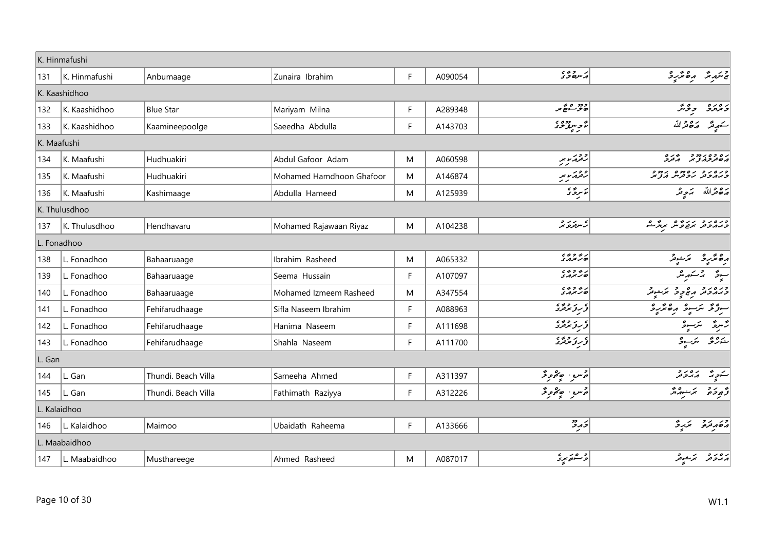| | | | | | | | |
|---|---|---|---|---|---|---|---|
| K. Hinmafushi | | | | | | | |
| 131 | K. Hinmafushi | Anbumaage | Zunaira Ibrahim | F | A090054 | އަނބުމާގެ | ޒުނައިރާ އިބްރާހިމް |
| K. Kaashidhoo | | | | | | | |
| 132 | K. Kaashidhoo | Blue Star | Mariyam Milna | F | A289348 | ބްލޫސްޓާރ | މަރިޔަމް މިލްނާ |
| 133 | K. Kaashidhoo | Kaamineepoolge | Saeedha Abdulla | F | A143703 | ކާމިނީޕޫލްގެ | ސަޢީދާ ޢަބްދުﷲ |
| K. Maafushi | | | | | | | |
| 134 | K. Maafushi | Hudhuakiri | Abdul Gafoor Adam | M | A060598 | ހުދުއަކިރި | ޢަބްދުލްޣަފޫރު އާދަމް |
| 135 | K. Maafushi | Hudhuakiri | Mohamed Hamdhoon Ghafoor | M | A146874 | ހުދުއަކިރި | މުޙައްމަދު ހަމްދޫން ޣަފޫރު |
| 136 | K. Maafushi | Kashimaage | Abdulla Hameed | M | A125939 | ކަށިމާގެ | ޢަބްދުﷲ ހަމީދު |
| K. Thulusdhoo | | | | | | | |
| 137 | K. Thulusdhoo | Hendhavaru | Mohamed Rajawaan Riyaz | M | A104238 | ހެނދަވަރު | މުޙައްމަދު ރަޖަވާން ރިޔާޒް |
| L. Fonadhoo | | | | | | | |
| 138 | L. Fonadhoo | Bahaaruaage | Ibrahim Rasheed | M | A065332 | ބަހާރުއާގެ | އިބްރާހިމް ރަޝީދު |
| 139 | L. Fonadhoo | Bahaaruaage | Seema Hussain | F | A107097 | ބަހާރުއާގެ | ސީމާ ހުސައިން |
| 140 | L. Fonadhoo | Bahaaruaage | Mohamed Izmeem Rasheed | M | A347554 | ބަހާރުއާގެ | މުޙައްމަދު އިޒްމީމް ރަޝީދު |
| 141 | L. Fonadhoo | Fehifarudhaage | Sifla Naseem Ibrahim | F | A088963 | ފެހިފަރުދާގެ | ސިފްލާ ނަސީމް އިބްރާހިމް |
| 142 | L. Fonadhoo | Fehifarudhaage | Hanima Naseem | F | A111698 | ފެހިފަރުދާގެ | ހާނިމާ ނަސީމް |
| 143 | L. Fonadhoo | Fehifarudhaage | Shahla Naseem | F | A111700 | ފެހިފަރުދާގެ | ޝަހްލާ ނަސީމް |
| L. Gan | | | | | | | |
| 144 | L. Gan | Thundi. Beach Villa | Sameeha Ahmed | F | A311397 | ތުނޑި. ބީޗްވިލާ | ސަމީހާ އަޙްމަދު |
| 145 | L. Gan | Thundi. Beach Villa | Fathimath Raziyya | F | A312226 | ތުނޑި. ބީޗްވިލާ | ފާތިމަތު ރަޟިއްޔާ |
| L. Kalaidhoo | | | | | | | |
| 146 | L. Kalaidhoo | Maimoo | Ubaidath Raheema | F | A133666 | މައިމޫ | ޢުބައިދަތު ރަޙީމާ |
| L. Maabaidhoo | | | | | | | |
| 147 | L. Maabaidhoo | Musthareege | Ahmed Rasheed | M | A087017 | މުސްތަރީގެ | އަޙްމަދު ރަޝީދު |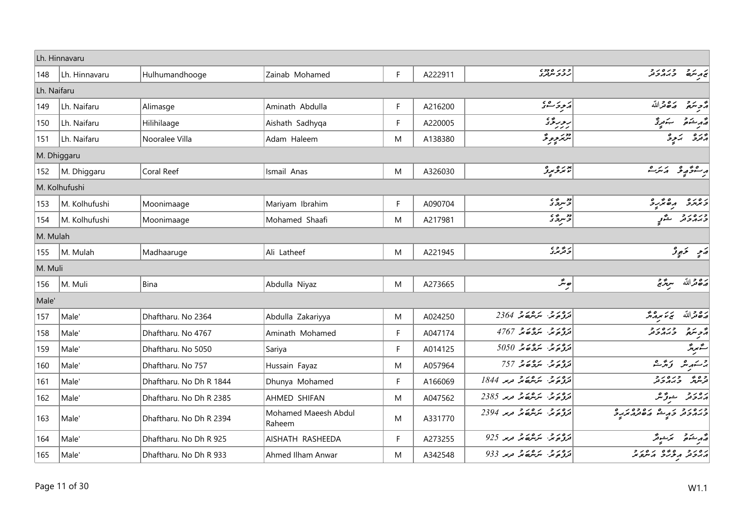| | | | | | | | |
|---|---|---|---|---|---|---|---|
| Lh. Hinnavaru | | | | | | | |
| 148 | Lh. Hinnavaru | Hulhumandhooge | Zainab Mohamed | F | A222911 | ހުޅުމަންދޫގެ | ޒައިނަބު މުހައްމަދު |
| Lh. Naifaru | | | | | | | |
| 149 | Lh. Naifaru | Alimasge | Aminath Abdulla | F | A216200 | އަލިމަސްގެ | އާމިނަތު އަބްދުﷲ |
| 150 | Lh. Naifaru | Hilihilaage | Aishath Sadhyqa | F | A220005 | ހިލިހިލާގެ | އާއިޝަތު ސަދީޤާ |
| 151 | Lh. Naifaru | Nooralee Villa | Adam Haleem | M | A138380 | ނޫރަލީވިލާ | އާދަމް ހަލީމް |
| M. Dhiggaru | | | | | | | |
| 152 | M. Dhiggaru | Coral Reef | Ismail Anas | M | A326030 | ކޯރަލްރީފް | އިސްމާއިލް އަނަސް |
| M. Kolhufushi | | | | | | | |
| 153 | M. Kolhufushi | Moonimaage | Mariyam Ibrahim | F | A090704 | މޫނިމާގެ | މަރިޔަމް އިބްރާހީމް |
| 154 | M. Kolhufushi | Moonimaage | Mohamed Shaafi | M | A217981 | މޫނިމާގެ | މުހައްމަދު ޝާފީ |
| M. Mulah | | | | | | | |
| 155 | M. Mulah | Madhaaruge | Ali Latheef | M | A221945 | މަދާރުގެ | އަލީ ލަޠީފު |
| M. Muli | | | | | | | |
| 156 | M. Muli | Bina | Abdulla Niyaz | M | A273665 | ބިނާ | އަބްދުﷲ ނިޔާޒް |
| Male' | | | | | | | |
| 157 | Male' | Dhaftharu. No 2364 | Abdulla Zakariyya | M | A024250 | ދަފްތަރު. ނަންބަރު 2364 | އަބްދުﷲ ޒަކަރިއްޔާ |
| 158 | Male' | Dhaftharu. No 4767 | Aminath Mohamed | F | A047174 | ދަފްތަރު. ނަންބަރު 4767 | އާމިނަތު މުހައްމަދު |
| 159 | Male' | Dhaftharu. No 5050 | Sariya | F | A014125 | ދަފްތަރު. ނަންބަރު 5050 | ސާރިޔާ |
| 160 | Male' | Dhaftharu. No 757 | Hussain Fayaz | M | A057964 | ދަފްތަރު. ނަންބަރު 757 | ހުސައިން ފައްޔާޒް |
| 161 | Male' | Dhaftharu. No Dh R 1844 | Dhunya Mohamed | F | A166069 | ދަފްތަރު. ނަންބަރު ދރ 1844 | ދުންޔާ މުހައްމަދު |
| 162 | Male' | Dhaftharu. No Dh R 2385 | AHMED SHIFAN | M | A047562 | ދަފްތަރު. ނަންބަރު ދރ 2385 | އަހްމަދު ޝިފާން |
| 163 | Male' | Dhaftharu. No Dh R 2394 | Mohamed Maeesh Abdul Raheem | M | A331770 | ދަފްތަރު. ނަންބަރު ދރ 2394 | މުހައްމަދު މައީޝް އަބްދުއްރަޙީމް |
| 164 | Male' | Dhaftharu. No Dh R 925 | AISHATH RASHEEDA | F | A273255 | ދަފްތަރު. ނަންބަރު ދރ 925 | އާއިޝަތު ރަޝީދާ |
| 165 | Male' | Dhaftharu. No Dh R 933 | Ahmed Ilham Anwar | M | A342548 | ދަފްތަރު. ނަންބަރު ދރ 933 | އަހްމަދު އިލްހާމް އަންވަރު |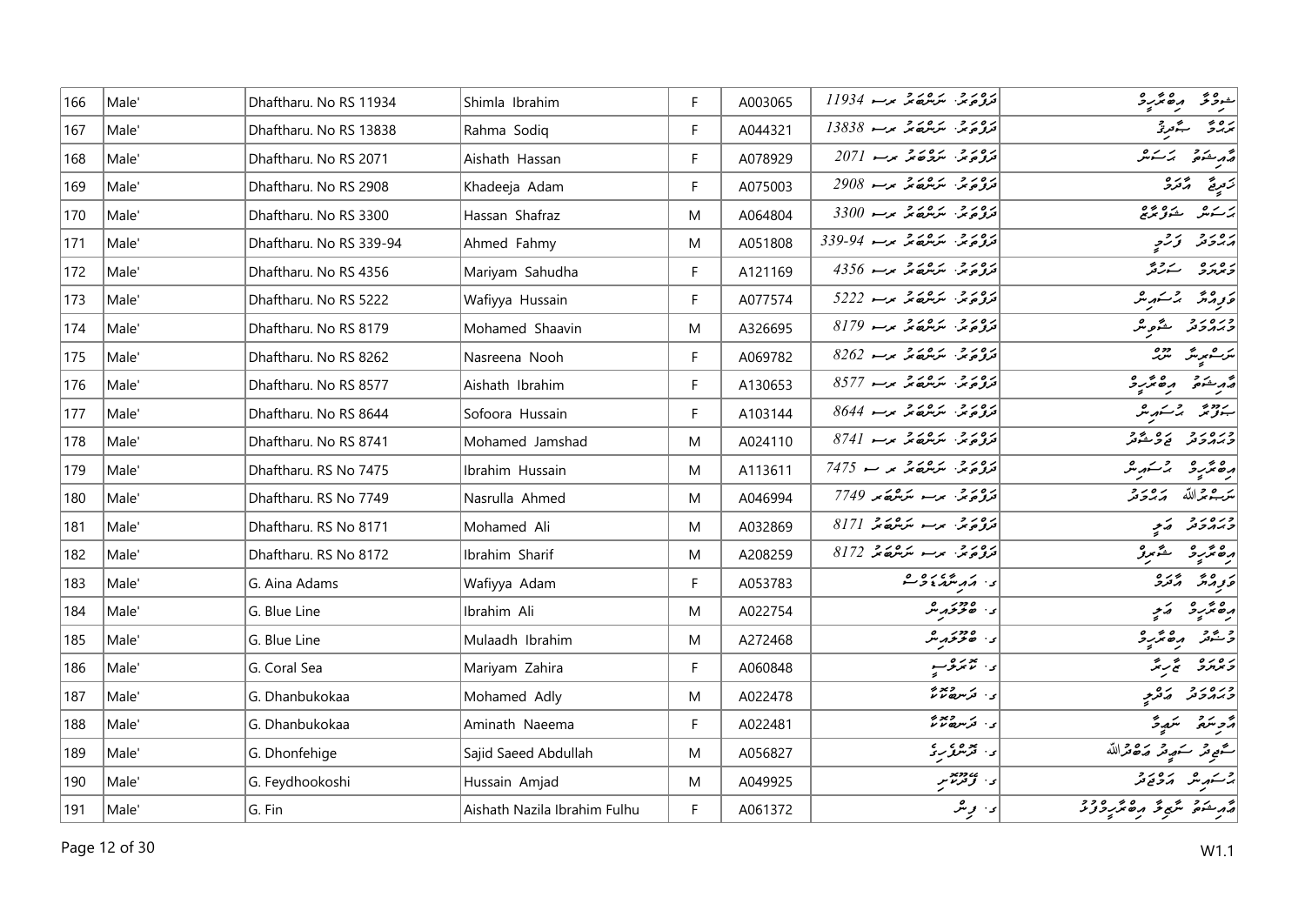| 166 | Male' | Dhaftharu. No RS 11934 | Shimla Ibrahim | F | A003065 | ދަފްތަރު. ނަންބަރު ރސ 11934 | ޝިމްލާ އިބްރާހީމް |
|---|---|---|---|---|---|---|---|
| 167 | Male' | Dhaftharu. No RS 13838 | Rahma Sodiq | F | A044321 | ދަފްތަރު. ނަންބަރު ރސ 13838 | ރަޙްމާ ޞާދިޤް |
| 168 | Male' | Dhaftharu. No RS 2071 | Aishath Hassan | F | A078929 | ދަފްތަރު. ނަމްބަރު ރސ 2071 | އާއިޝަތު ހަސަން |
| 169 | Male' | Dhaftharu. No RS 2908 | Khadeeja Adam | F | A075003 | ދަފްތަރު. ނަންބަރު ރސ 2908 | ޚަދީޖާ އާދަމް |
| 170 | Male' | Dhaftharu. No RS 3300 | Hassan Shafraz | M | A064804 | ދަފްތަރު. ނަންބަރު ރސ 3300 | ހަސަން ޝަފްރާޒް |
| 171 | Male' | Dhaftharu. No RS 339-94 | Ahmed Fahmy | M | A051808 | ދަފްތަރު. ނަންބަރު ރސ 94-339 | އަޙްމަދު ފަހުމީ |
| 172 | Male' | Dhaftharu. No RS 4356 | Mariyam Sahudha | F | A121169 | ދަފްތަރު. ނަންބަރު ރސ 4356 | މަރިޔަމް ސަހުދާ |
| 173 | Male' | Dhaftharu. No RS 5222 | Wafiyya Hussain | F | A077574 | ދަފްތަރު. ނަންބަރު ރސ 5222 | ވަފިއްޔާ ހުސައިން |
| 174 | Male' | Dhaftharu. No RS 8179 | Mohamed Shaavin | M | A326695 | ދަފްތަރު. ނަންބަރު ރސ 8179 | މުޙައްމަދު ށާވިން |
| 175 | Male' | Dhaftharu. No RS 8262 | Nasreena Nooh | F | A069782 | ދަފްތަރު. ނަންބަރު ރސ 8262 | ނަސްރީނާ ނޫޙް |
| 176 | Male' | Dhaftharu. No RS 8577 | Aishath Ibrahim | F | A130653 | ދަފްތަރު. ނަންބަރު ރސ 8577 | އާއިޝަތު އިބްރާހީމް |
| 177 | Male' | Dhaftharu. No RS 8644 | Sofoora Hussain | F | A103144 | ދަފްތަރު. ނަންބަރު ރސ 8644 | ޞަފޫރާ ހުސައިން |
| 178 | Male' | Dhaftharu. No RS 8741 | Mohamed Jamshad | M | A024110 | ދަފްތަރު. ނަންބަރު ރސ 8741 | މުޙައްމަދު ޖަމްޝާދު |
| 179 | Male' | Dhaftharu. RS No 7475 | Ibrahim Hussain | M | A113611 | ދަފްތަރު. ނަންބަރު ރ ސ 7475 | އިބްރާހީމް ހުސައިން |
| 180 | Male' | Dhaftharu. RS No 7749 | Nasrulla Ahmed | M | A046994 | ދަފްތަރު. ރސ ނަންބަރ 7749 | ނަސްރުﷲ އަޙްމަދު |
| 181 | Male' | Dhaftharu. RS No 8171 | Mohamed Ali | M | A032869 | ދަފްތަރު. ރސ ނަންބަރު 8171 | މުޙައްމަދު ޢަލީ |
| 182 | Male' | Dhaftharu. RS No 8172 | Ibrahim Sharif | M | A208259 | ދަފްތަރު. ރސ ނަންބަރު 8172 | އިބްރާހީމް ޝަރީފް |
| 183 | Male' | G. Aina Adams | Wafiyya Adam | F | A053783 | ގ. އައިނާއެޑަމްސް | ވަފިއްޔާ އާދަމް |
| 184 | Male' | G. Blue Line | Ibrahim Ali | M | A022754 | ގ. ބްލޫލައިން | އިބްރާހީމް ޢަލީ |
| 185 | Male' | G. Blue Line | Mulaadh Ibrahim | M | A272468 | ގ. ބްލޫލައިން | މުލާޛު އިބްރާހީމް |
| 186 | Male' | G. Coral Sea | Mariyam Zahira | F | A060848 | ގ.ކޯރަލްސީ | މަރިޔަމް ޒާހިރާ |
| 187 | Male' | G. Dhanbukokaa | Mohamed Adly | M | A022478 | ގ. ދަނބުކޮކާ | މުޙައްމަދު ޢަދްލީ |
| 188 | Male' | G. Dhanbukokaa | Aminath Naeema | F | A022481 | ގ. ދަނބުކޮކާ | އާމިނަތު ނައީމާ |
| 189 | Male' | G. Dhonfehige | Sajid Saeed Abdullah | M | A056827 | ގ. ދޮންފެހިގެ | ސާޖިދު ސަޢީދު ޢަބްދުﷲ |
| 190 | Male' | G. Feydhookoshi | Hussain Amjad | M | A049925 | ގ. ފޭދޫކޮށި | ހުސައިން އަމްޖަދު |
| 191 | Male' | G. Fin | Aishath Nazila Ibrahim Fulhu | F | A061372 | ގ. ފިން | އާއިޝަތު ނާޒިލާ އިބްރާހީމްފުޅު |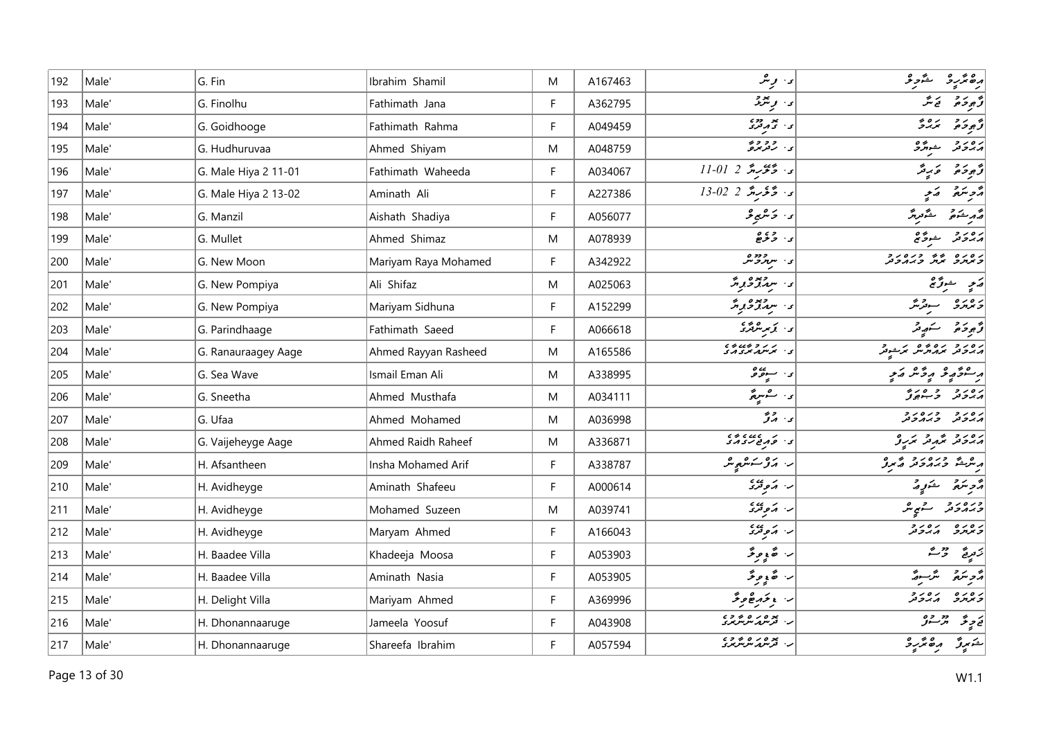| 192 | Male' | G. Fin | Ibrahim Shamil | M | A167463 | ގ. ވިން | އިބްރާހީމް ޝާމިލް |
|---|---|---|---|---|---|---|---|
| 193 | Male' | G. Finolhu | Fathimath Jana | F | A362795 | ގ. ފިނޮޅު | ފާތިމަތު ޖަނާ |
| 194 | Male' | G. Goidhooge | Fathimath Rahma | F | A049459 | ގ. ގޮއިދޫގެ | ފާތިމަތު ރަޙްމާ |
| 195 | Male' | G. Hudhuruvaa | Ahmed Shiyam | M | A048759 | ގ. ހުދުރުވާ | އަޙްމަދު ޝިޔާމް |
| 196 | Male' | G. Male Hiya 2 11-01 | Fathimath Waheeda | F | A034067 | ގ. މާލެހިޔާ 2 11-01 | ފާތިމަތު ވަޙީދާ |
| 197 | Male' | G. Male Hiya 2 13-02 | Aminath Ali | F | A227386 | ގ. މާލެހިޔާ 2 13-02 | އާމިނަތު އަލި |
| 198 | Male' | G. Manzil | Aishath Shadiya | F | A056077 | ގ. މަންޒިލް | އާއިޝަތު ޝާދިޔާ |
| 199 | Male' | G. Mullet | Ahmed Shimaz | M | A078939 | ގ. މުލެޓް | އަޙްމަދު ޝިމާޒް |
| 200 | Male' | G. New Moon | Mariyam Raya Mohamed | F | A342922 | ގ. ނިއުމޫން | މަރިޔަމް ރާޔާ މުޙައްމަދު |
| 201 | Male' | G. New Pompiya | Ali Shifaz | M | A025063 | ގ. ނިއުޕޮމްޕިޔާ | އަލި ޝިފާޒް |
| 202 | Male' | G. New Pompiya | Mariyam Sidhuna | F | A152299 | ގ. ނިއުޕޮމްޕިޔާ | މަރިޔަމް ސިދުނާ |
| 203 | Male' | G. Parindhaage | Fathimath Saeed | F | A066618 | ގ. ޕަރިންދާގެ | ފާތިމަތު ސައީދު |
| 204 | Male' | G. Ranauraagey Aage | Ahmed Rayyan Rasheed | M | A165586 | ގ. ރަނައުރާގޭއާގެ | އަޙްމަދު ރައްޔާން ރަޝީދު |
| 205 | Male' | G. Sea Wave | Ismail Eman Ali | M | A338995 | ގ. ސީވޭވް | އިސްމާއިލް އީމާން އަލި |
| 206 | Male' | G. Sneetha | Ahmed Musthafa | M | A034111 | ގ. ސްނީތާ | އަޙްމަދު މުސްތަފާ |
| 207 | Male' | G. Ufaa | Ahmed Mohamed | M | A036998 | ގ. އުފާ | އަޙްމަދު މުޙައްމަދު |
| 208 | Male' | G. Vaijeheyge Aage | Ahmed Raidh Raheef | M | A336871 | ގ. ވައިޖެހޭގެއާގެ | އަޙްމަދު ރާއިދު ރަހީފް |
| 209 | Male' | H. Afsantheen | Insha Mohamed Arif | F | A338787 | ހ. އަފްސަންތީން | އިންޝާ މުޙައްމަދު އާރިފް |
| 210 | Male' | H. Avidheyge | Aminath Shafeeu | F | A000614 | ހ. އަވިދޭގެ | އާމިނަތު ޝަފީޢު |
| 211 | Male' | H. Avidheyge | Mohamed Suzeen | M | A039741 | ހ. އަވިދޭގެ | މުޙައްމަދު ސުޒީން |
| 212 | Male' | H. Avidheyge | Maryam Ahmed | F | A166043 | ހ. އަވިދޭގެ | މަރްޔަމް އަޙްމަދު |
| 213 | Male' | H. Baadee Villa | Khadeeja Moosa | F | A053903 | ހ. ބާދީވިލާ | ޚަދީޖާ މޫސާ |
| 214 | Male' | H. Baadee Villa | Aminath Nasia | F | A053905 | ހ. ބާދީވިލާ | އާމިނަތު ނާސިޔާ |
| 215 | Male' | H. Delight Villa | Mariyam Ahmed | F | A369996 | ހ. ޑިލައިޓްވިލާ | މަރިޔަމް އަޙްމަދު |
| 216 | Male' | H. Dhonannaaruge | Jameela Yoosuf | F | A043908 | ހ. ދޮނަންނާރުގެ | ޖަމީލާ ޔޫސުފް |
| 217 | Male' | H. Dhonannaaruge | Shareefa Ibrahim | F | A057594 | ހ. ދޮނަންނާރުގެ | ޝަރީފާ އިބްރާހީމް |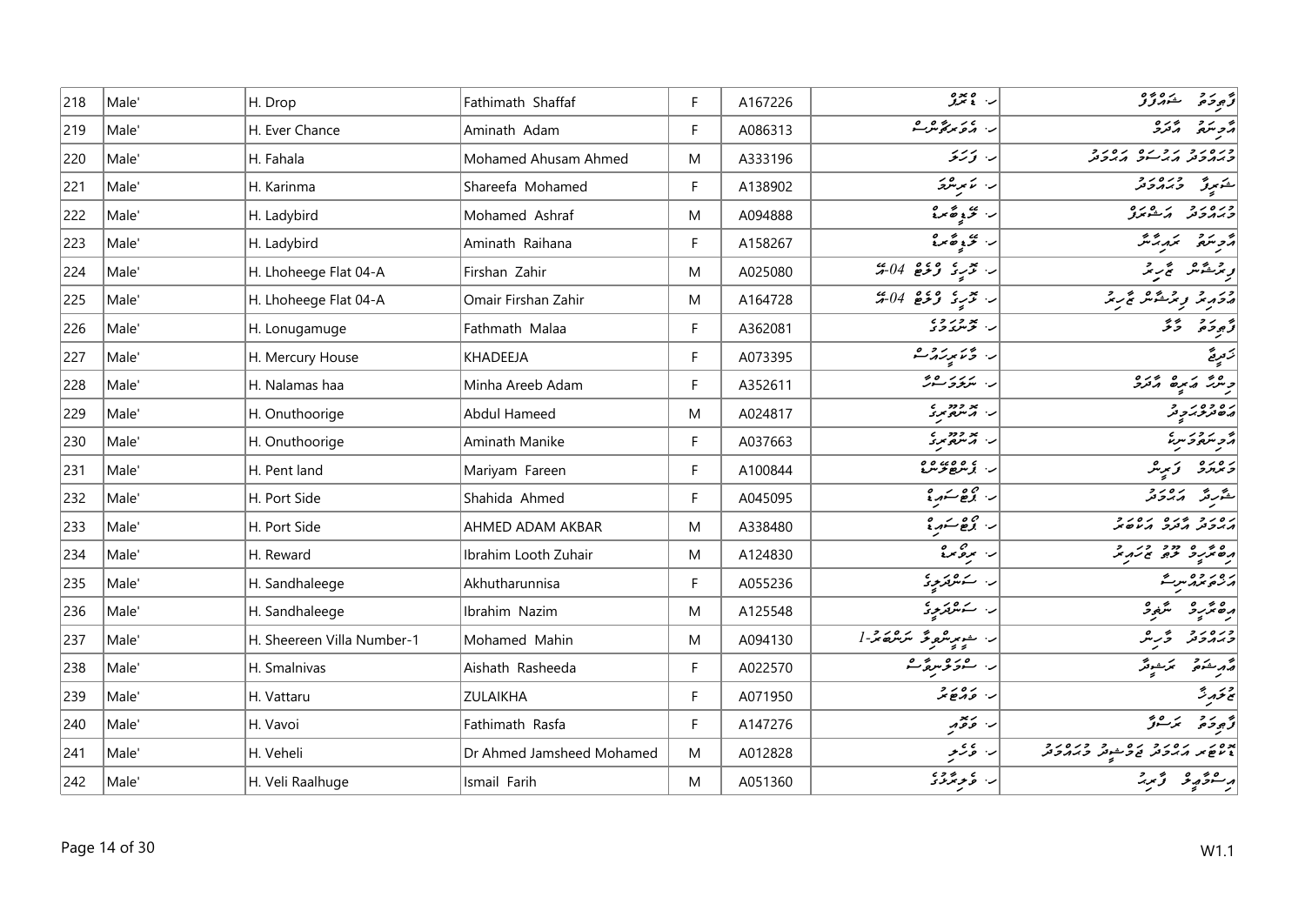| 218 | Male' | H. Drop | Fathimath Shaffaf | F | A167226 | ހ. ޑްރޮޕް | ފާތިމަތު ޝައްފާފު |
|---|---|---|---|---|---|---|---|
| 219 | Male' | H. Ever Chance | Aminath Adam | F | A086313 | ހ. އެވަރޗާންސް | އާމިނަތު އާދަމް |
| 220 | Male' | H. Fahala | Mohamed Ahusam Ahmed | M | A333196 | ހ. ފަހަލަ | މުހައްމަދު އަހުސަމް އަހްމަދު |
| 221 | Male' | H. Karinma | Shareefa Mohamed | F | A138902 | ހ.ކަރިންމާ | ޝަރީފާ މުހައްމަދު |
| 222 | Male' | H. Ladybird | Mohamed Ashraf | M | A094888 | ހ. ލޭޑީބާޑް | މުހައްމަދު އަޝްރަފް |
| 223 | Male' | H. Ladybird | Aminath Raihana | F | A158267 | ހ. ލޭޑީބާޑް | އާމިނަތު ރައިހާނާ |
| 224 | Male' | H. Lhoheege Flat 04-A | Firshan Zahir | M | A025080 | ހ. ޅޮހީގެ ފްލެޓް 04-އޭ | ފިރުޝާން ޒާހިރު |
| 225 | Male' | H. Lhoheege Flat 04-A | Omair Firshan Zahir | M | A164728 | ހ. ޅޮހީގެ ފްލެޓް 04-އޭ | އުމައިރު ފިރުޝާން ޒާހިރު |
| 226 | Male' | H. Lonugamuge | Fathmath Malaa | F | A362081 | ހ. ލޮނުގަމުގެ | ފާތިމަތު މަލާ |
| 227 | Male' | H. Mercury House | KHADEEJA | F | A073395 | ހ. މާކިއުރީހައުސް | ހަދީޖާ |
| 228 | Male' | H. Nalamas haa | Minha Areeb Adam | F | A352611 | ހ. ނަލަމަސްހާ | މިންހާ އަރީބު އާދަމް |
| 229 | Male' | H. Onuthoorige | Abdul Hameed | M | A024817 | ހ. އޮނުތޫރިގެ | އަބްދުލްހަމީދު |
| 230 | Male' | H. Onuthoorige | Aminath Manike | F | A037663 | ހ. އޮނުތޫރިގެ | އާމިނަތުމަނިކެ |
| 231 | Male' | H. Pent land | Mariyam Fareen | F | A100844 | ހ. ޕެންޓްލޭންޑް | މަރިޔަމް ފަރީން |
| 232 | Male' | H. Port Side | Shahida Ahmed | F | A045095 | ހ. ޕޯޓްސައިޑް | ޝާހިދާ އަހްމަދު |
| 233 | Male' | H. Port Side | AHMED ADAM AKBAR | M | A338480 | ހ. ޕޯޓްސައިޑް | އަހްމަދު އާދަމް އަކުބަރު |
| 234 | Male' | H. Reward | Ibrahim Looth Zuhair | M | A124830 | ހ. ރިވޯޑް | އިބްރާހީމް ލޫތު ޒުހައިރު |
| 235 | Male' | H. Sandhaleege | Akhutharunnisa | F | A055236 | ހ. ސަންދަލީގެ | އަޚުތަރުއްނިސާ |
| 236 | Male' | H. Sandhaleege | Ibrahim Nazim | M | A125548 | ހ. ސަންދަލީގެ | އިބްރާހީމް ނާޒިމް |
| 237 | Male' | H. Sheereen Villa Number-1 | Mohamed Mahin | M | A094130 | ހ. ޝީރީންވިލާ ނަންބަރު-1 | މުހައްމަދު މާހިން |
| 238 | Male' | H. Smalnivas | Aishath Rasheeda | F | A022570 | ހ. ސްމަލްނިވާސް | އާއިޝަތު ރަޝީދާ |
| 239 | Male' | H. Vattaru | ZULAIKHA | F | A071950 | ހ. ވައްޓަރު | ޒުލައިޚާ |
| 240 | Male' | H. Vavoi | Fathimath Rasfa | F | A147276 | ހ. ވަވޮއި | ފާތިމަތު ރަސްފާ |
| 241 | Male' | H. Veheli | Dr Ahmed Jamsheed Mohamed | M | A012828 | ހ. ވެހެލި | ޑޮކްޓަރ އަހްމަދު ޖަމްޝީދު މުހައްމަދު |
| 242 | Male' | H. Veli Raalhuge | Ismail Farih | M | A051360 | ހ. ވެލިރާޅުގެ | އިސްމާޢީލް ފާރިހު |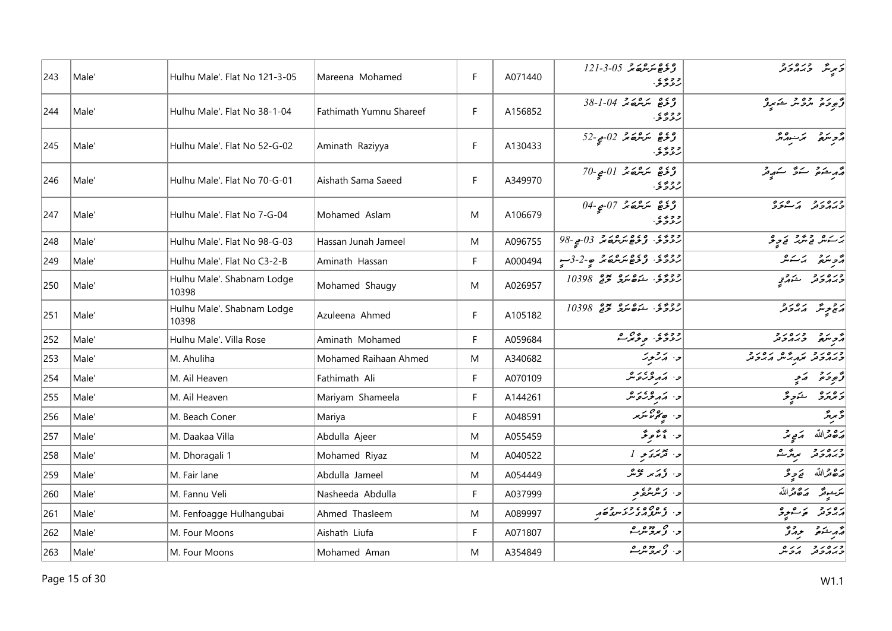| 243 | Male' | Hulhu Male'. Flat No 121-3-05 | Mareena Mohamed | F | A071440 | ފްލެޓްނަންބަރު 121-3-05 ހުޅުމާލެ. | މަރީނާ މުހައްމަދު |
|---|---|---|---|---|---|---|---|
| 244 | Male' | Hulhu Male'. Flat No 38-1-04 | Fathimath Yumnu Shareef | F | A156852 | ފްލެޓް ނަންބަރު 38-1-04 ހުޅުމާލެ. | ފާތިމަތު ޔުމްނު ޝަރީފް |
| 245 | Male' | Hulhu Male'. Flat No 52-G-02 | Aminath Raziyya | F | A130433 | ފްލެޓް ނަންބަރު 02-ޖީ-52 ހުޅުމާލެ. | އާމިނަތު ރަޟިއްޔާ |
| 246 | Male' | Hulhu Male'. Flat No 70-G-01 | Aishath Sama Saeed | F | A349970 | ފްލެޓް ނަންބަރު 01-ޖީ-70 ހުޅުމާލެ. | އާއިޝަތު ސަމާ ސަޢީދު |
| 247 | Male' | Hulhu Male'. Flat No 7-G-04 | Mohamed Aslam | M | A106679 | ފްލެޓް ނަންބަރު 07-ޖީ-04 ހުޅުމާލެ. | މުހައްމަދު އަސްލަމް |
| 248 | Male' | Hulhu Male'. Flat No 98-G-03 | Hassan Junah Jameel | M | A096755 | ހުޅުމާލެ. ފްލެޓްނަންބަރު 03-ޖީ-98 | ހަސަން ޖުނާހު ޖަމީލް |
| 249 | Male' | Hulhu Male'. Flat No C3-2-B | Aminath Hassan | F | A000494 | ހުޅުމާލެ. ފްލެޓްނަންބަރު ބީ-2-3ސީ | އާމިނަތު ހަސަން |
| 250 | Male' | Hulhu Male'. Shabnam Lodge 10398 | Mohamed Shaugy | M | A026957 | ހުޅުމާލެ. ޝަބްނަމް ލޮޖް 10398 | މުހައްމަދު ޝައުޤީ |
| 251 | Male' | Hulhu Male'. Shabnam Lodge 10398 | Azuleena Ahmed | F | A105182 | ހުޅުމާލެ. ޝަބްނަމް ލޮޖް 10398 | އަޒުލީނާ އަހްމަދު |
| 252 | Male' | Hulhu Male'. Villa Rose | Aminath Mohamed | F | A059684 | ހުޅުމާލެ. ވިލާރޯސް | އާމިނަތު މުހައްމަދު |
| 253 | Male' | M. Ahuliha | Mohamed Raihaan Ahmed | M | A340682 | މ. އަހުލިހަ | މުހައްމަދު ރައިހާން އަހްމަދު |
| 254 | Male' | M. Ail Heaven | Fathimath Ali | F | A070109 | މ. އައިލްހެވަން | ފާތިމަތު ޢަލީ |
| 255 | Male' | M. Ail Heaven | Mariyam Shameela | F | A144261 | މ. އައިލްހެވަން | މަރިޔަމް ޝަމީލާ |
| 256 | Male' | M. Beach Coner | Mariya | F | A048591 | މ. ބީޗްކޯނަރ | މާރިޔާ |
| 257 | Male' | M. Daakaa Villa | Abdulla Ajeer | M | A055459 | މ. ޑާކާވިލާ | އަބްދުﷲ އަޖީރު |
| 258 | Male' | M. Dhoragali 1 | Mohamed Riyaz | M | A040522 | މ. ދޮރަގަލި 1 | މުހައްމަދު ރިޔާޒް |
| 259 | Male' | M. Fair lane | Abdulla Jameel | M | A054449 | މ. ފެއަރ ލޭން | އަބްދުﷲ ޖަމީލް |
| 260 | Male' | M. Fannu Veli | Nasheeda Abdulla | F | A037999 | މ. ފަންނުވެލި | ނަޝީދާ އަބްދުﷲ |
| 261 | Male' | M. Fenfoagge Hulhangubai | Ahmed Thasleem | M | A089997 | މ. ފެންފޮއްގެ ހުޅަނގުބައި | އަހްމަދު ތަސްލީމް |
| 262 | Male' | M. Four Moons | Aishath Liufa | F | A071807 | މ. ފޯރމޫންސް | އާއިޝަތު ލިއުފާ |
| 263 | Male' | M. Four Moons | Mohamed Aman | M | A354849 | މ. ފޯރމޫންސް | މުހައްމަދު އަމާން |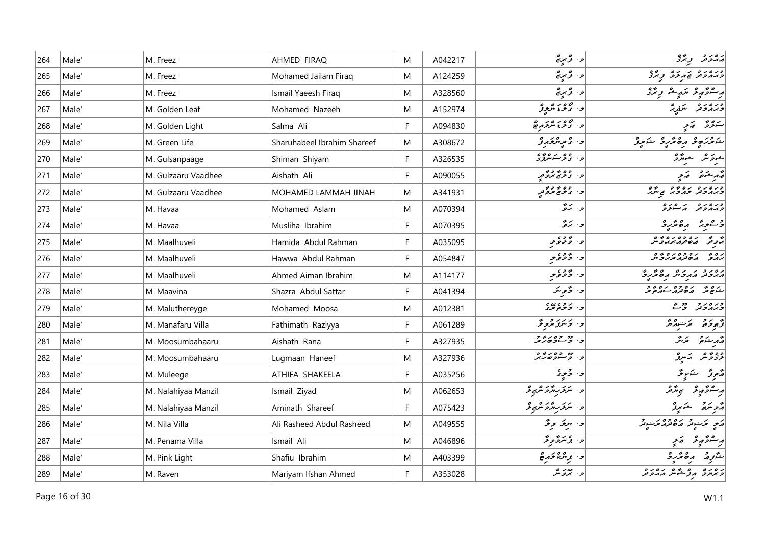| 264 | Male' | M. Freez | AHMED FIRAQ | M | A042217 | މ. ފްރީޒް | އަޙްމަދު ފިރާޤު |
|---|---|---|---|---|---|---|---|
| 265 | Male' | M. Freez | Mohamed Jailam Firaq | M | A124259 | މ. ފްރީޒް | މުޙައްމަދު ޖައިލަމް ފިރާޤު |
| 266 | Male' | M. Freez | Ismail Yaeesh Firaq | M | A328560 | މ. ފްރީޒް | އިސްމާއީލް ޔައީޝް ފިރާޤު |
| 267 | Male' | M. Golden Leaf | Mohamed Nazeeh | M | A152974 | މ. ގޯލްޑަންލީފް | މުޙައްމަދު ނަޒީހު |
| 268 | Male' | M. Golden Light | Salma Ali | F | A094830 | މ. ގޯލްޑަންލައިޓް | ސަލްމާ ޢަލީ |
| 269 | Male' | M. Green Life | Sharuhabeel Ibrahim Shareef | M | A308672 | މ. ގުރީންލައިފް | ޝަރުޙަބީލް އިބްރާހީމް ޝަރީފް |
| 270 | Male' | M. Gulsanpaage | Shiman Shiyam | F | A326535 | މ. ގުލްސަންޕާގެ | ޝިމަން ޝިޔާމް |
| 271 | Male' | M. Gulzaaru Vaadhee | Aishath Ali | F | A090055 | މ. ގުލްޒާރުވާދީ | އައިޝަތު ޢަލީ |
| 272 | Male' | M. Gulzaaru Vaadhee | MOHAMED LAMMAH JINAH | M | A341931 | މ. ގުލްޒާރުވާދީ | މުޙައްމަދު ލައްމާހް ޖިނާހް |
| 273 | Male' | M. Havaa | Mohamed Aslam | M | A070394 | މ. ހަވާ | މުޙައްމަދު އަސްލަމް |
| 274 | Male' | M. Havaa | Musliha Ibrahim | F | A070395 | މ. ހަވާ | މުސްލިޙާ އިބްރާހީމް |
| 275 | Male' | M. Maalhuveli | Hamida Abdul Rahman | F | A035095 | މ. މާޅުވެލި | ހާމިދާ ޢަބްދުއްރަޙްމާން |
| 276 | Male' | M. Maalhuveli | Hawwa Abdul Rahman | F | A054847 | މ. މާޅުވެލި | ހައްވާ ޢަބްދުއްރަޙްމާން |
| 277 | Male' | M. Maalhuveli | Ahmed Aiman Ibrahim | M | A114177 | މ. މާޅުވެލި | އަޙްމަދު އައިމަން އިބްރާހީމް |
| 278 | Male' | M. Maavina | Shazra Abdul Sattar | F | A041394 | މ. މާވިނަ | ޝަޒްރާ ޢަބްދުއްސައްތާރު |
| 279 | Male' | M. Maluthereyge | Mohamed Moosa | M | A012381 | މ. މަލުތެރެގެ | މުޙައްމަދު މޫސާ |
| 280 | Male' | M. Manafaru Villa | Fathimath Raziyya | F | A061289 | މ. މަނަފަރުވިލާ | ފާތިމަތު ރަޟިއްޔާ |
| 281 | Male' | M. Moosumbahaaru | Aishath Rana | F | A327935 | މ. މޫސުމްބަހާރު | އައިޝަތު ރަނާ |
| 282 | Male' | M. Moosumbahaaru | Lugmaan Haneef | M | A327936 | މ. މޫސުމްބަހާރު | ލުޤްމާން ހަނީފް |
| 283 | Male' | M. Muleege | ATHIFA SHAKEELA | F | A035256 | މ. މުލީގެ | އާތިފާ ޝަކީލާ |
| 284 | Male' | M. Nalahiyaa Manzil | Ismail Ziyad | M | A062653 | މ. ނަލަހިޔާމަންޒިލް | އިސްމާއީލް ޒިޔާދު |
| 285 | Male' | M. Nalahiyaa Manzil | Aminath Shareef | F | A075423 | މ. ނަލަހިޔާމަންޒިލް | އާމިނަތު ޝަރީފް |
| 286 | Male' | M. Nila Villa | Ali Rasheed Abdul Rasheed | M | A049555 | މ. ނިލަ ވިލާ | ޢަލީ ރަޝީދު ޢަބްދުއްރަޝީދު |
| 287 | Male' | M. Penama Villa | Ismail Ali | M | A046896 | މ. ޕެނަމާވިލާ | އިސްމާއީލް ޢަލީ |
| 288 | Male' | M. Pink Light | Shafiu Ibrahim | M | A403399 | މ. ޕިންކްލައިޓް | ޝާފިޢު އިބްރާހީމް |
| 289 | Male' | M. Raven | Mariyam Ifshan Ahmed | F | A353028 | މ. ރޭވަން | މަރިޔަމް އިފްޝާން އަޙްމަދު |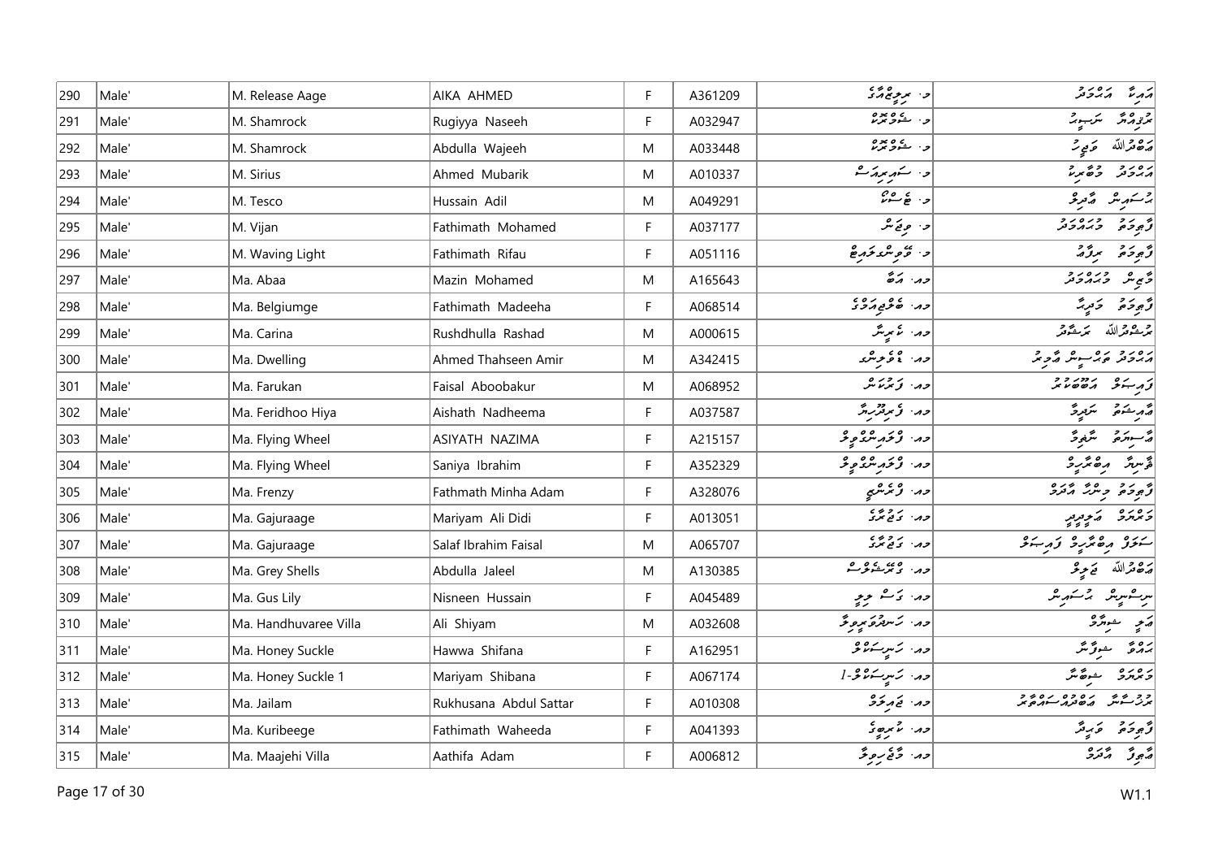| 290 | Male' | M. Release Aage | AIKA AHMED | F | A361209 | މ. ރިލީޒްއާގެ | އައިކާ އަޙްމަދު |
|---|---|---|---|---|---|---|---|
| 291 | Male' | M. Shamrock | Rugiyya Naseeh | F | A032947 | މ. ޝެމްރޮކް | ރުގިއްޔާ ނަސީޙު |
| 292 | Male' | M. Shamrock | Abdulla Wajeeh | M | A033448 | މ. ޝެމްރޮކް | އަބްދުﷲ ވަޖީހު |
| 293 | Male' | M. Sirius | Ahmed Mubarik | M | A010337 | މ. ސިރިއަސް | އަޙްމަދު މުބާރިކު |
| 294 | Male' | M. Tesco | Hussain Adil | M | A049291 | މ. ޓެސްކޯ | ހުސައިން އާދިލް |
| 295 | Male' | M. Vijan | Fathimath Mohamed | F | A037177 | މ. ވިޖަން | ފާތިމަތު މުޙައްމަދު |
| 296 | Male' | M. Waving Light | Fathimath Rifau | F | A051116 | މ. ވޭވިންގލައިޓް | ފާތިމަތު ރިފާއު |
| 297 | Male' | Ma. Abaa | Mazin Mohamed | M | A165643 | މއ. އަބާ | މާޒިން މުޙައްމަދު |
| 298 | Male' | Ma. Belgiumge | Fathimath Madeeha | F | A068514 | މއ. ބެލްޖިއަމްގެ | ފާތިމަތު މަދީހާ |
| 299 | Male' | Ma. Carina | Rushdhulla Rashad | M | A000615 | މއ.ކެރީނާ | ރުޝްދުﷲ ރަޝާދު |
| 300 | Male' | Ma. Dwelling | Ahmed Thahseen Amir | M | A342415 | މއ. ޑްވެލިންގ | އަޙްމަދު ތަޙްސީން އާމިރު |
| 301 | Male' | Ma. Farukan | Faisal Aboobakur | M | A068952 | މއ. ފަރުކަން | ފައިސަލް އަބޫބަކުރު |
| 302 | Male' | Ma. Feridhoo Hiya | Aishath Nadheema | F | A037587 | މއ. ފެރިދޫހިޔާ | އާއިޝަތު ނަދީމާ |
| 303 | Male' | Ma. Flying Wheel | ASIYATH NAZIMA | F | A215157 | މއ. ފްލައިންގވީލް | އާސިޔަތު ނާޒިމާ |
| 304 | Male' | Ma. Flying Wheel | Saniya Ibrahim | F | A352329 | މއ. ފްލައިންގވީލް | ސާނިޔާ އިބްރާހިމް |
| 305 | Male' | Ma. Frenzy | Fathmath Minha Adam | F | A328076 | މއ. ފްރެންޒީ | ފާތިމަތު މިންހާ އާދަމް |
| 306 | Male' | Ma. Gajuraage | Mariyam Ali Didi | F | A013051 | މއ. ގަޖުރާގެ | މަރިޔަމް އަލިދީދީ |
| 307 | Male' | Ma. Gajuraage | Salaf Ibrahim Faisal | M | A065707 | މއ. ގަޖުރާގެ | ސަލަފް އިބްރާހިމް ފައިސަލް |
| 308 | Male' | Ma. Grey Shells | Abdulla Jaleel | M | A130385 | މއ. ގްރޭޝެލްސް | އަބްދުﷲ ޖަލީލް |
| 309 | Male' | Ma. Gus Lily | Nisneen Hussain | F | A045489 | މއ. ގަސް ލިލީ | ނިސްނީން ހުސައިން |
| 310 | Male' | Ma. Handhuvaree Villa | Ali Shiyam | M | A032608 | މއ. ހަނދުވަރީވިލާ | އަލި ޝިޔާމް |
| 311 | Male' | Ma. Honey Suckle | Hawwa Shifana | F | A162951 | މއ. ހަނީސަކަލް | ހައްވާ ޝިފާނާ |
| 312 | Male' | Ma. Honey Suckle 1 | Mariyam Shibana | F | A067174 | މއ. ހަނީސަކަލް-1 | މަރިޔަމް ޝިބާނާ |
| 313 | Male' | Ma. Jailam | Rukhusana Abdul Sattar | F | A010308 | މއ. ޖައިލަމް | ރުޚުސާނާ އަބްދުލްސައްތާރު |
| 314 | Male' | Ma. Kuribeege | Fathimath Waheeda | F | A041393 | މއ. ކުރިބީގެ | ފާތިމަތު ވަހީދާ |
| 315 | Male' | Ma. Maajehi Villa | Aathifa Adam | F | A006812 | މއ. މާޖެހިވިލާ | އާތިފާ އާދަމް |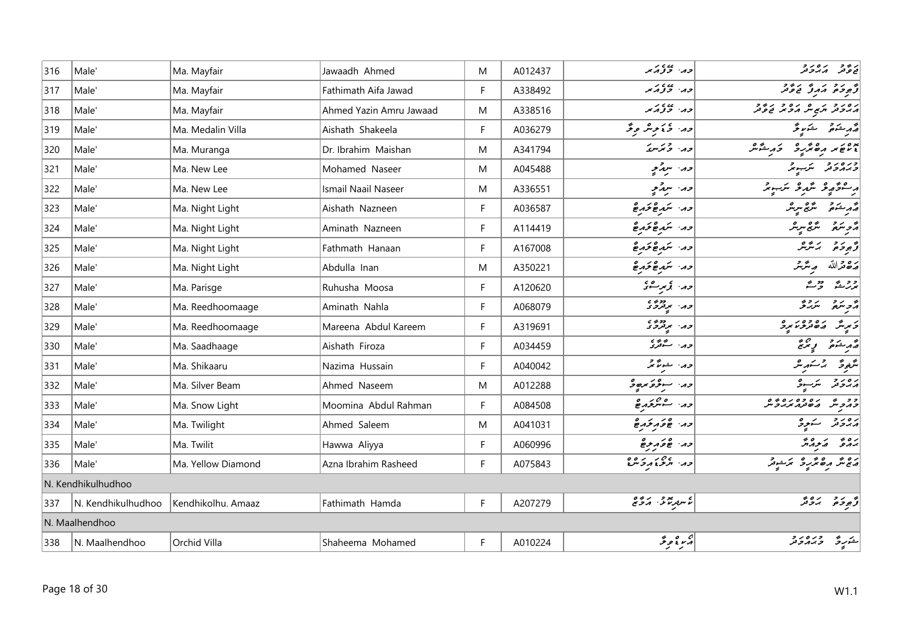| 316 | Male' | Ma. Mayfair | Jawaadh Ahmed | M | A012437 | މއ. މޭފެއަރ | ޖަވާދު އަހުމަދު |
|---|---|---|---|---|---|---|---|
| 317 | Male' | Ma. Mayfair | Fathimath Aifa Jawad | F | A338492 | މއ. މޭފެއަރ | ފާތިމަތު އައިފާ ޖަވާދު |
| 318 | Male' | Ma. Mayfair | Ahmed Yazin Amru Jawaad | M | A338516 | މއ. މޭފެއަރ | އަހުމަދު ޔަޒީން އަމްރު ޖަވާދު |
| 319 | Male' | Ma. Medalin Villa | Aishath Shakeela | F | A036279 | މއ. މެޑަލިން ވިލާ | އާއިޝަތު ޝަކީލާ |
| 320 | Male' | Ma. Muranga | Dr. Ibrahim Maishan | M | A341794 | މއ. މުރަނގަ | ޑޮކްޓަރ އިބްރާހީމް މައިޝާން |
| 321 | Male' | Ma. New Lee | Mohamed Naseer | M | A045488 | މއ. ނިއުލީ | މުހައްމަދު ނަސީރު |
| 322 | Male' | Ma. New Lee | Ismail Naail Naseer | M | A336551 | މއ. ނިއުލީ | އިސްމާއީލް ނާއިލް ނަސީރު |
| 323 | Male' | Ma. Night Light | Aishath Nazneen | F | A036587 | މއ. ނައިޓްލައިޓް | އާއިޝަތު ނާޒްނީން |
| 324 | Male' | Ma. Night Light | Aminath Nazneen | F | A114419 | މއ. ނައިޓްލައިޓް | އާމިނަތު ނާޒްނީން |
| 325 | Male' | Ma. Night Light | Fathmath Hanaan | F | A167008 | މއ. ނައިޓްލައިޓް | ފާތިމަތު ހަނާން |
| 326 | Male' | Ma. Night Light | Abdulla Inan | M | A350221 | މއ. ނައިޓްލައިޓް | އަބްދުﷲ އިނާން |
| 327 | Male' | Ma. Parisge | Ruhusha Moosa | F | A120620 | މއ. ޕެރިސްގެ | ރުހުޝާ މޫސާ |
| 328 | Male' | Ma. Reedhoomaage | Aminath Nahla | F | A068079 | މއ. ރީދޫމާގެ | އާމިނަތު ނަހުލާ |
| 329 | Male' | Ma. Reedhoomaage | Mareena Abdul Kareem | F | A319691 | މއ. ރީދޫމާގެ | މަރީނާ އަބްދުލްކަރީމް |
| 330 | Male' | Ma. Saadhaage | Aishath Firoza | F | A034459 | މއ. ސާދާގެ | އާއިޝަތު ފިރޯޒާ |
| 331 | Male' | Ma. Shikaaru | Nazima Hussain | F | A040042 | މއ. ޝިކާރު | ނާޒިމާ ހުސައިން |
| 332 | Male' | Ma. Silver Beam | Ahmed Naseem | M | A012288 | މއ. ސިލްވަރބީމް | އަހުމަދު ނަސީމް |
| 333 | Male' | Ma. Snow Light | Moomina Abdul Rahman | F | A084508 | މއ. ސްނޯލައިޓް | މޫމިނާ އަބްދުއްރަހްމާން |
| 334 | Male' | Ma. Twilight | Ahmed Saleem | M | A041031 | މއ. ޓްވައިލައިޓް | އަހުމަދު ސަލީމް |
| 335 | Male' | Ma. Twilit | Hawwa Aliyya | F | A060996 | މއ. ޓްވައިލިޓް | ހައްވާ އަލިއްޔާ |
| 336 | Male' | Ma. Yellow Diamond | Azna Ibrahim Rasheed | F | A075843 | މއ. ޔެލޯޑައިމަންޑް | އަޒްނާ އިބްރާހީމް ރަޝީދު |
| N. Kendhikulhudhoo | | | | | | | |
| 337 | N. Kendhikulhudhoo | Kendhikolhu. Amaaz | Fathimath Hamda | F | A207279 | ކެނދިކޮޅު. އަމާޒް | ފާތިމަތު ހަމްދާ |
| N. Maalhendhoo | | | | | | | |
| 338 | N. Maalhendhoo | Orchid Villa | Shaheema Mohamed | F | A010224 | އޯކިޑްވިލާ | ޝަހީމާ މުހައްމަދު |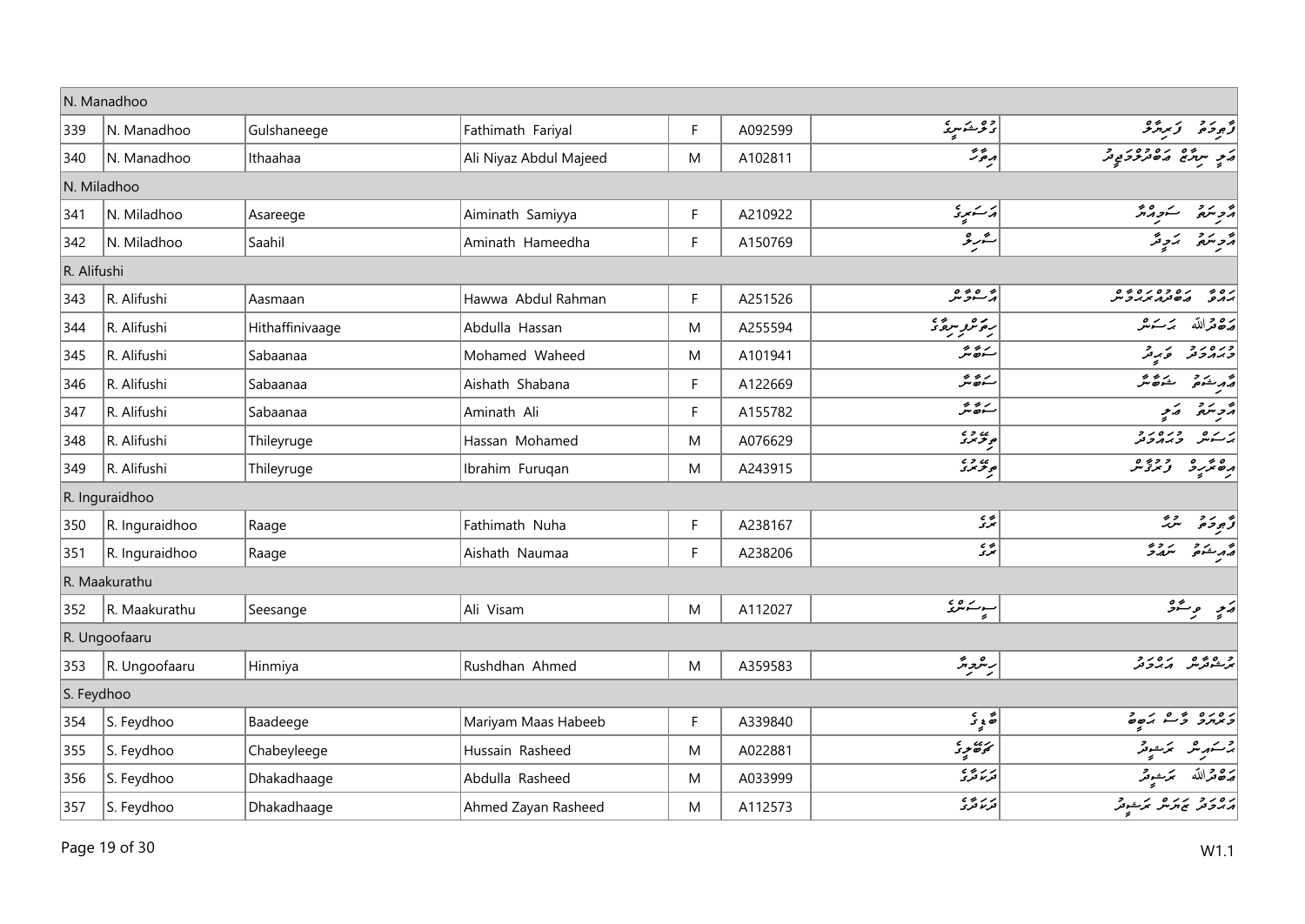| | | | | | | | |
|---|---|---|---|---|---|---|---|
| **N. Manadhoo** | | | | | | | |
| 339 | N. Manadhoo | Gulshaneege | Fathimath Fariyal | F | A092599 | ގުލްޝަނީގެ | ފާތިމަތު ފަރިޔާލް |
| 340 | N. Manadhoo | Ithaahaa | Ali Niyaz Abdul Majeed | M | A102811 | އިތާހާ | އަލި ނިޔާޒް އަބްދުލްމަޖީދު |
| **N. Miladhoo** | | | | | | | |
| 341 | N. Miladhoo | Asareege | Aiminath Samiyya | F | A210922 | އަސަރީގެ | އާމިނަތު ސަމިއްޔާ |
| 342 | N. Miladhoo | Saahil | Aminath Hameedha | F | A150769 | ސާހިލް | އާމިނަތު ހަމީދާ |
| **R. Alifushi** | | | | | | | |
| 343 | R. Alifushi | Aasmaan | Hawwa Abdul Rahman | F | A251526 | އާސްމާން | ހައްވާ އަބްދުއްރަޙްމާން |
| 344 | R. Alifushi | Hithaffinivaage | Abdulla Hassan | M | A255594 | ހިތަފިނިވާގެ | އަބްދުﷲ ހަސަން |
| 345 | R. Alifushi | Sabaanaa | Mohamed Waheed | M | A101941 | ސަބާނާ | މުޙައްމަދު ވަޙީދު |
| 346 | R. Alifushi | Sabaanaa | Aishath Shabana | F | A122669 | ސަބާނާ | އައިޝަތު ޝަބާނާ |
| 347 | R. Alifushi | Sabaanaa | Aminath Ali | F | A155782 | ސަބާނާ | އާމިނަތު އަލި |
| 348 | R. Alifushi | Thileyruge | Hassan Mohamed | M | A076629 | ތިލޭރުގެ | ހަސަން މުޙައްމަދު |
| 349 | R. Alifushi | Thileyruge | Ibrahim Furuqan | M | A243915 | ތިލޭރުގެ | އިބްރާހީމް ފުރުޤާން |
| **R. Inguraidhoo** | | | | | | | |
| 350 | R. Inguraidhoo | Raage | Fathimath Nuha | F | A238167 | ރާގެ | ފާތިމަތު ނުހާ |
| 351 | R. Inguraidhoo | Raage | Aishath Naumaa | F | A238206 | ރާގެ | އައިޝަތު ނަޢުމާ |
| **R. Maakurathu** | | | | | | | |
| 352 | R. Maakurathu | Seesange | Ali Visam | M | A112027 | ސީސަންގެ | އަލި ވިސާމް |
| **R. Ungoofaaru** | | | | | | | |
| 353 | R. Ungoofaaru | Hinmiya | Rushdhan Ahmed | M | A359583 | ހިންމިޔާ | ރުޝްދާން އަޙްމަދު |
| **S. Feydhoo** | | | | | | | |
| 354 | S. Feydhoo | Baadeege | Mariyam Maas Habeeb | F | A339840 | ބާޑީގެ | މަރިޔަމް މާސް ހަބީބު |
| 355 | S. Feydhoo | Chabeyleege | Hussain Rasheed | M | A022881 | ޗަބޭލީގެ | ޙުސައިން ރަޝީދު |
| 356 | S. Feydhoo | Dhakadhaage | Abdulla Rasheed | M | A033999 | ދަކަދާގެ | އަބްދުﷲ ރަޝީދު |
| 357 | S. Feydhoo | Dhakadhaage | Ahmed Zayan Rasheed | M | A112573 | ދަކަދާގެ | އަޙްމަދު ޒަޔަން ރަޝީދު |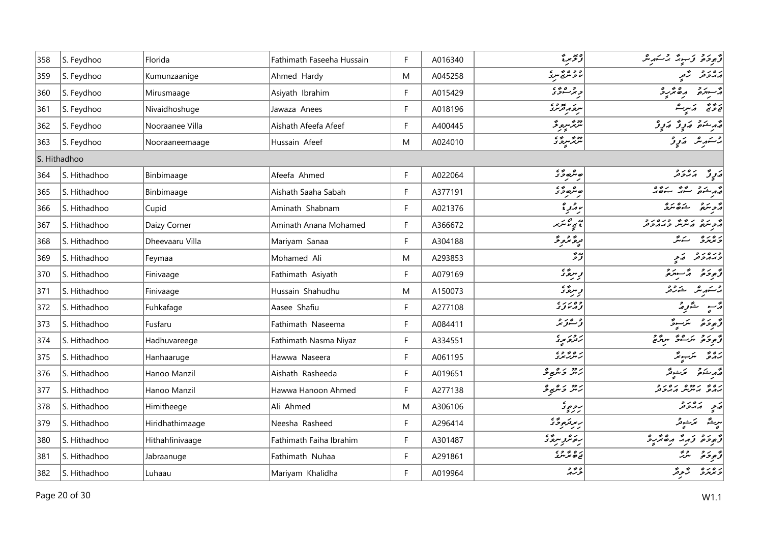| 358 | S. Feydhoo | Florida | Fathimath Faseeha Hussain | F | A016340 | ފްލޯރިޑާ | ފާތިމަތު ފަސީހާ ހުސައިން |
|---|---|---|---|---|---|---|---|
| 359 | S. Feydhoo | Kumunzaanige | Ahmed Hardy | M | A045258 | ކުމުނުޒާނިގެ | އަޙްމަދު ހާޑީ |
| 360 | S. Feydhoo | Mirusmaage | Asiyath Ibrahim | F | A015429 | މިރުސްމާގެ | އާސިޔަތު އިބްރާހީމް |
| 361 | S. Feydhoo | Nivaidhoshuge | Jawaza Anees | F | A018196 | ނިވައިދޮށުގެ | ޖަވާޒާ އަނީސް |
| 362 | S. Feydhoo | Nooraanee Villa | Aishath Afeefa Afeef | F | A400445 | ނޫރާނީވިލާ | އައިޝަތު އަފީފާ އަފީފް |
| 363 | S. Feydhoo | Nooraaneemaage | Hussain Afeef | M | A024010 | ނޫރާނީމާގެ | ހުސައިން އަފީފް |
| S. Hithadhoo | | | | | | | |
| 364 | S. Hithadhoo | Binbimaage | Afeefa Ahmed | F | A022064 | ބިންބިމާގެ | އަފީފާ އަޙްމަދު |
| 365 | S. Hithadhoo | Binbimaage | Aishath Saaha Sabah | F | A377191 | ބިންބިމާގެ | އައިޝަތު ސާހާ ސަބާހް |
| 366 | S. Hithadhoo | Cupid | Aminath Shabnam | F | A021376 | ކިއުޕިޑް | އާމިނަތު ޝަބްނަމް |
| 367 | S. Hithadhoo | Daizy Corner | Aminath Anana Mohamed | F | A366672 | ޑެއިޒީ ކޯނަރ | އާމިނަތު އަނަނާ މުޙައްމަދު |
| 368 | S. Hithadhoo | Dheevaaru Villa | Mariyam Sanaa | F | A304188 | ދީވާރުވިލާ | މަރިޔަމް ސަނާ |
| 369 | S. Hithadhoo | Feymaa | Mohamed Ali | M | A293853 | ފޭމާ | މުޙައްމަދު ޢަލީ |
| 370 | S. Hithadhoo | Finivaage | Fathimath Asiyath | F | A079169 | ފިނިވާގެ | ފާތިމަތު އާސިޔަތު |
| 371 | S. Hithadhoo | Finivaage | Hussain Shahudhu | M | A150073 | ފިނިވާގެ | ހުސައިން ޝަހުދު |
| 372 | S. Hithadhoo | Fuhkafage | Aasee Shafiu | F | A277108 | ފުއްކަފަގެ | އާސީ ޝާފިޢު |
| 373 | S. Hithadhoo | Fusfaru | Fathimath Naseema | F | A084411 | ފުސްފަރު | ފާތިމަތު ނަސީމާ |
| 374 | S. Hithadhoo | Hadhuvareege | Fathimath Nasma Niyaz | F | A334551 | ހަދުވަރީގެ | ފާތިމަތު ނަސްމާ ނިޔާޒް |
| 375 | S. Hithadhoo | Hanhaaruge | Hawwa Naseera | F | A061195 | ހަންހާރުގެ | ހައްވާ ނަސީރާ |
| 376 | S. Hithadhoo | Hanoo Manzil | Aishath Rasheeda | F | A019651 | ހަނޫ މަންޒިލް | އައިޝަތު ރަޝީދާ |
| 377 | S. Hithadhoo | Hanoo Manzil | Hawwa Hanoon Ahmed | F | A277138 | ހަނޫ މަންޒިލް | ހައްވާ ހަނޫން އަޙްމަދު |
| 378 | S. Hithadhoo | Himitheege | Ali Ahmed | M | A306106 | ހިމިތީގެ | ޢަލީ އަޙްމަދު |
| 379 | S. Hithadhoo | Hiridhathimaage | Neesha Rasheed | F | A296414 | ހިރިދަތިމާގެ | ނީޝާ ރަޝީދު |
| 380 | S. Hithadhoo | Hithahfinivaage | Fathimath Faiha Ibrahim | F | A301487 | ހިތަށްފިނިވާގެ | ފާތިމަތު ފައިހާ އިބްރާހީމް |
| 381 | S. Hithadhoo | Jabraanuge | Fathimath Nuhaa | F | A291861 | ޖަބްރާނުގެ | ފާތިމަތު ނުހާ |
| 382 | S. Hithadhoo | Luhaau | Mariyam Khalidha | F | A019964 | ލުހާއު | މަރިޔަމް ޚާލިދާ |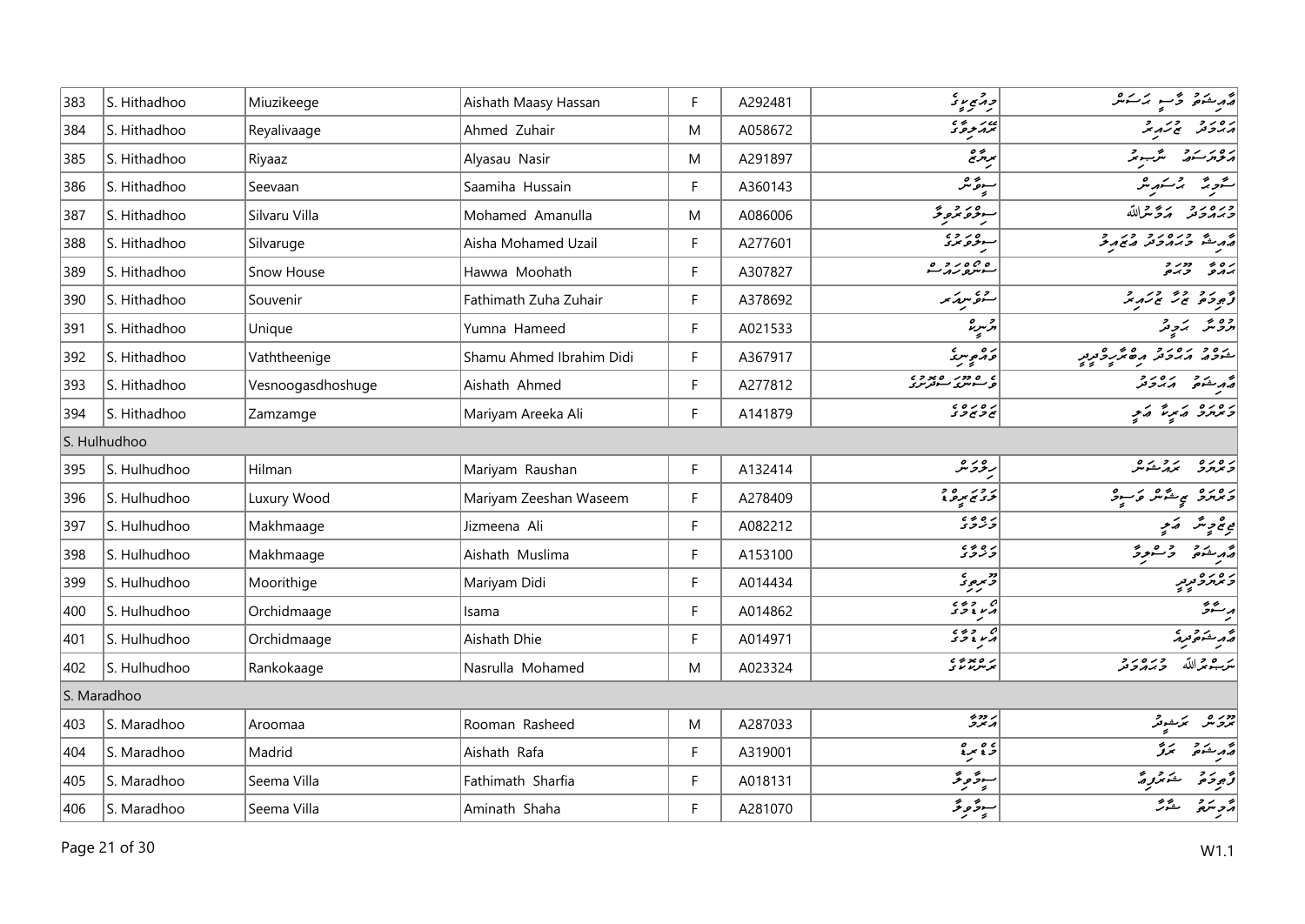| 383 | S. Hithadhoo | Miuzikeege | Aishath Maasy Hassan | F | A292481 | މިއުޒިކީގެ | އައިޝަތު މާސީ ޙަސަން |
|---|---|---|---|---|---|---|---|
| 384 | S. Hithadhoo | Reyalivaage | Ahmed Zuhair | M | A058672 | ރެއަލިވާގެ | އަޙްމަދު ޒުހައިރު |
| 385 | S. Hithadhoo | Riyaaz | Alyasau Nasir | M | A291897 | ރިޔާޒް | އަލްޔަސައު ނާޞިރު |
| 386 | S. Hithadhoo | Seevaan | Saamiha Hussain | F | A360143 | ސީވާން | ސާމިހާ ޙުސައިން |
| 387 | S. Hithadhoo | Silvaru Villa | Mohamed Amanulla | M | A086006 | ސިލްވަރުވިލާ | މުޙައްމަދު އަމާނުﷲ |
| 388 | S. Hithadhoo | Silvaruge | Aisha Mohamed Uzail | F | A277601 | ސިލްވަރުގެ | އައިޝާ މުޙައްމަދު އުޒައިލް |
| 389 | S. Hithadhoo | Snow House | Hawwa Moohath | F | A307827 | ސްނޯހައުސް | ޙައްވާ މޫހަތު |
| 390 | S. Hithadhoo | Souvenir | Fathimath Zuha Zuhair | F | A378692 | ސޯވިނިއަރ | ފާތިމަތު ޒުހާ ޒުހައިރު |
| 391 | S. Hithadhoo | Unique | Yumna Hameed | F | A021533 | ޔުނީކް | ޔުމްނާ ހަމީދު |
| 392 | S. Hithadhoo | Vaththeenige | Shamu Ahmed Ibrahim Didi | F | A367917 | ވައްތީނިގެ | ޝަމްއު އަޙްމަދު އިބްރާހީމްދީދީ |
| 393 | S. Hithadhoo | Vesnoogasdhoshuge | Aishath Ahmed | F | A277812 | ވެސްނޫގަސްދޮށުގެ | އައިޝަތު އަޙްމަދު |
| 394 | S. Hithadhoo | Zamzamge | Mariyam Areeka Ali | F | A141879 | ޒަމްޒަމްގެ | މަރިޔަމް އަރީކާ އަލި |
| S. Hulhudhoo | | | | | | | |
| 395 | S. Hulhudhoo | Hilman | Mariyam Raushan | F | A132414 | ހިލްމަން | މަރިޔަމް ރައުޝަން |
| 396 | S. Hulhudhoo | Luxury Wood | Mariyam Zeeshan Waseem | F | A278409 | ލަގްޒަރީވުޑް | މަރިޔަމް ޒީޝާން ވަސީމް |
| 397 | S. Hulhudhoo | Makhmaage | Jizmeena Ali | F | A082212 | މަޚްމާގެ | ޖިޒްމީނާ އަލި |
| 398 | S. Hulhudhoo | Makhmaage | Aishath Muslima | F | A153100 | މަޚްމާގެ | އައިޝަތު މުސްލިމާ |
| 399 | S. Hulhudhoo | Moorithige | Mariyam Didi | F | A014434 | މޫރިތިގެ | މަރިޔަމްދީދީ |
| 400 | S. Hulhudhoo | Orchidmaage | Isama | F | A014862 | އޯކިޑްމާގެ | އިސާމާ |
| 401 | S. Hulhudhoo | Orchidmaage | Aishath Dhie | F | A014971 | އޯކިޑްމާގެ | އައިޝަތުދިއެ |
| 402 | S. Hulhudhoo | Rankokaage | Nasrulla Mohamed | M | A023324 | ރަންކޯކާގެ | ނަޞްރުﷲ މުޙައްމަދު |
| S. Maradhoo | | | | | | | |
| 403 | S. Maradhoo | Aroomaa | Rooman Rasheed | M | A287033 | އަރޫމާ | ރޫމަން ރަޝީދު |
| 404 | S. Maradhoo | Madrid | Aishath Rafa | F | A319001 | މެޑްރިޑް | އައިޝަތު ރަފާ |
| 405 | S. Maradhoo | Seema Villa | Fathimath Sharfia | F | A018131 | ސީމާވިލާ | ފާތިމަތު ޝަރުފިއާ |
| 406 | S. Maradhoo | Seema Villa | Aminath Shaha | F | A281070 | ސީމާވިލާ | އާމިނަތު ޝާހާ |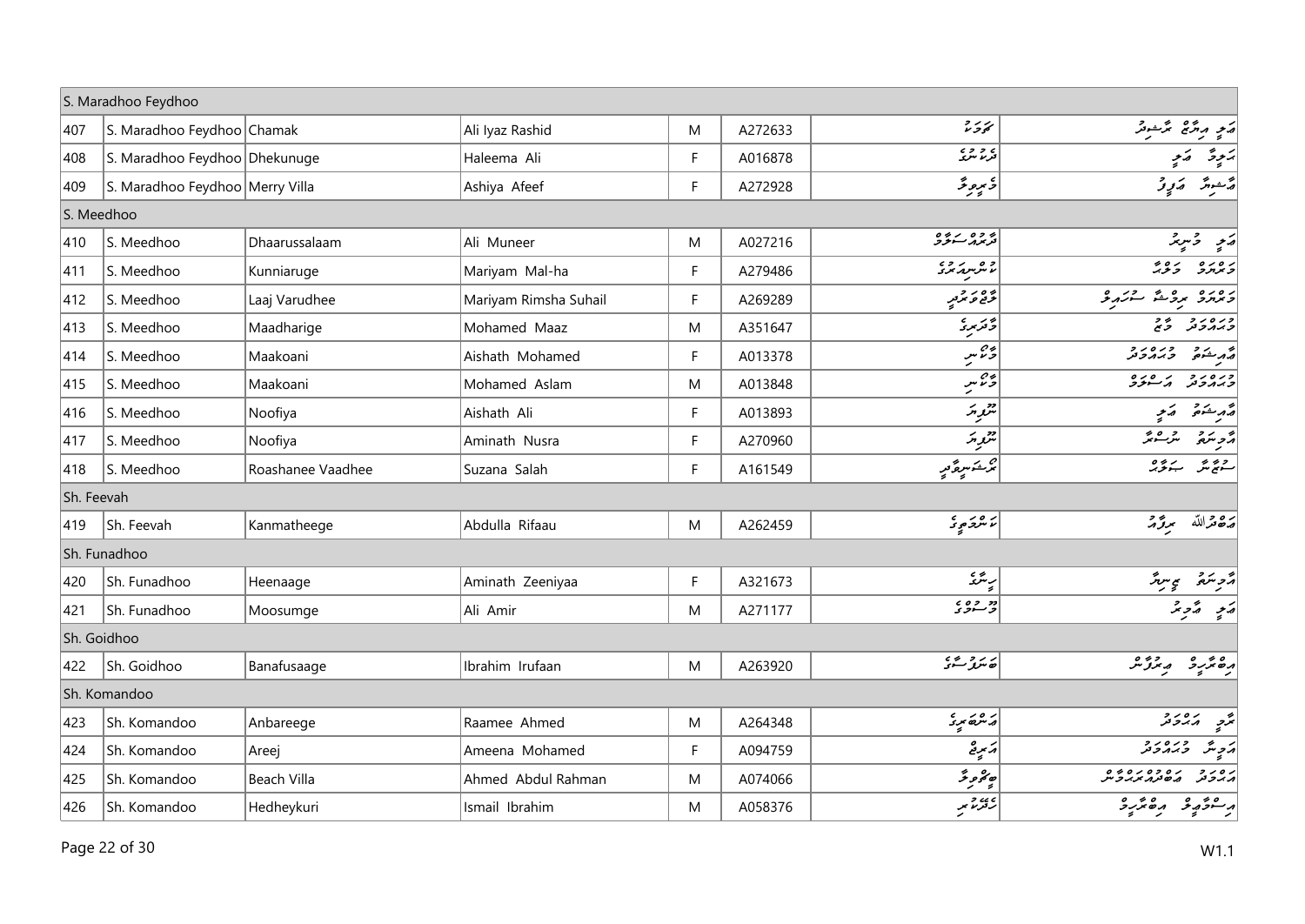| | | | | | | | |
|---|---|---|---|---|---|---|---|
| **S. Maradhoo Feydhoo** | | | | | | | |
| 407 | S. Maradhoo Feydhoo | Chamak | Ali Iyaz Rashid | M | A272633 | ځوکر | ړَجِ رِتَرَجْ بَرَسْوِتْر |
| 408 | S. Maradhoo Feydhoo | Dhekunuge | Haleema Ali | F | A016878 | ءِ دِ دِ ، | بَرِوٍ رَمَحِ |
| 409 | S. Maradhoo Feydhoo | Merry Villa | Ashiya Afeef | F | A272928 | وَبِرِوِتَر | ړَشِيرَ رَوِيْز |
| **S. Meedhoo** | | | | | | | |
| 410 | S. Meedhoo | Dhaarussalaam | Ali Muneer | M | A027216 | تَرْبَرُرْ سَوَّرُو | رَمِ دْسِرِيْر |
| 411 | S. Meedhoo | Kunniaruge | Mariyam Mal-ha | F | A279486 | رُ شْرِسِهِ بَرُرُ | رَيْرُرُو رَوْرُرُ |
| 412 | S. Meedhoo | Laaj Varudhee | Mariyam Rimsha Suhail | F | A269289 | تَرُجِ وَبَرْتِرِ | رَيْرُرُو بِرِوْشَ سُرَرِيو |
| 413 | S. Meedhoo | Maadharige | Mohamed Maaz | M | A351647 | رُتَرَبِرِ | دِيَرْدُوتْر رُجْ |
| 414 | S. Meedhoo | Maakoani | Aishath Mohamed | F | A013378 | رُمْسِر | رُرِيشَوْ دِيَرُدُوتْر |
| 415 | S. Meedhoo | Maakoani | Mohamed Aslam | M | A013848 | رُمْسِر | دِيَرْدُوتْر رَسْوَرُ |
| 416 | S. Meedhoo | Noofiya | Aishath Ali | F | A013893 | شْرُوِرَ | رُرِيشَوْ رَمَحِ |
| 417 | S. Meedhoo | Noofiya | Aminath Nusra | F | A270960 | شْرُوِرَ | رُجِسَرَوْ سَرَسُوبَرُ |
| 418 | S. Meedhoo | Roashanee Vaadhee | Suzana Salah | F | A161549 | بُرْشَسِرِوَّتِرِ | سُجَّسْ سِرَوُرُ |
| **Sh. Feevah** | | | | | | | |
| 419 | Sh. Feevah | Kanmatheege | Abdulla Rifaau | M | A262459 | رَسْرِرَجِرِ | رَصْوَرُاللّه بِرِوُرُ |
| **Sh. Funadhoo** | | | | | | | |
| 420 | Sh. Funadhoo | Heenaage | Aminath Zeeniyaa | F | A321673 | رِسَرُ | رُجِسَرَوْ بِيسِرُ |
| 421 | Sh. Funadhoo | Moosumge | Ali Amir | M | A271177 | دُسْوِيَ | رَمَحِ رُجِيْرَ |
| **Sh. Goidhoo** | | | | | | | |
| 422 | Sh. Goidhoo | Banafusaage | Ibrahim Irufaan | M | A263920 | ھَسَرْوْسُرُ | رِصْبَرِجِ رِيرُوَّسْ |
| **Sh. Komandoo** | | | | | | | |
| 423 | Sh. Komandoo | Anbareege | Raamee Ahmed | M | A264348 | رَسْرَصَبِرِ | بُرْجِ رَبْرُوَتْر |
| 424 | Sh. Komandoo | Areej | Ameena Mohamed | F | A094759 | رَبِرِجْ | رَجِسَرْ دِيَرُدُوتْر |
| 425 | Sh. Komandoo | Beach Villa | Ahmed Abdul Rahman | M | A074066 | ھِجُوِتَر | رَبْرُوَتْر رَصْوَرُوبَرُبَرُوَّسْ |
| 426 | Sh. Komandoo | Hedheykuri | Ismail Ibrahim | M | A058376 | رُتَرُدُبِر | رِسْوُرُبِوْ رِصْبَرِجِ |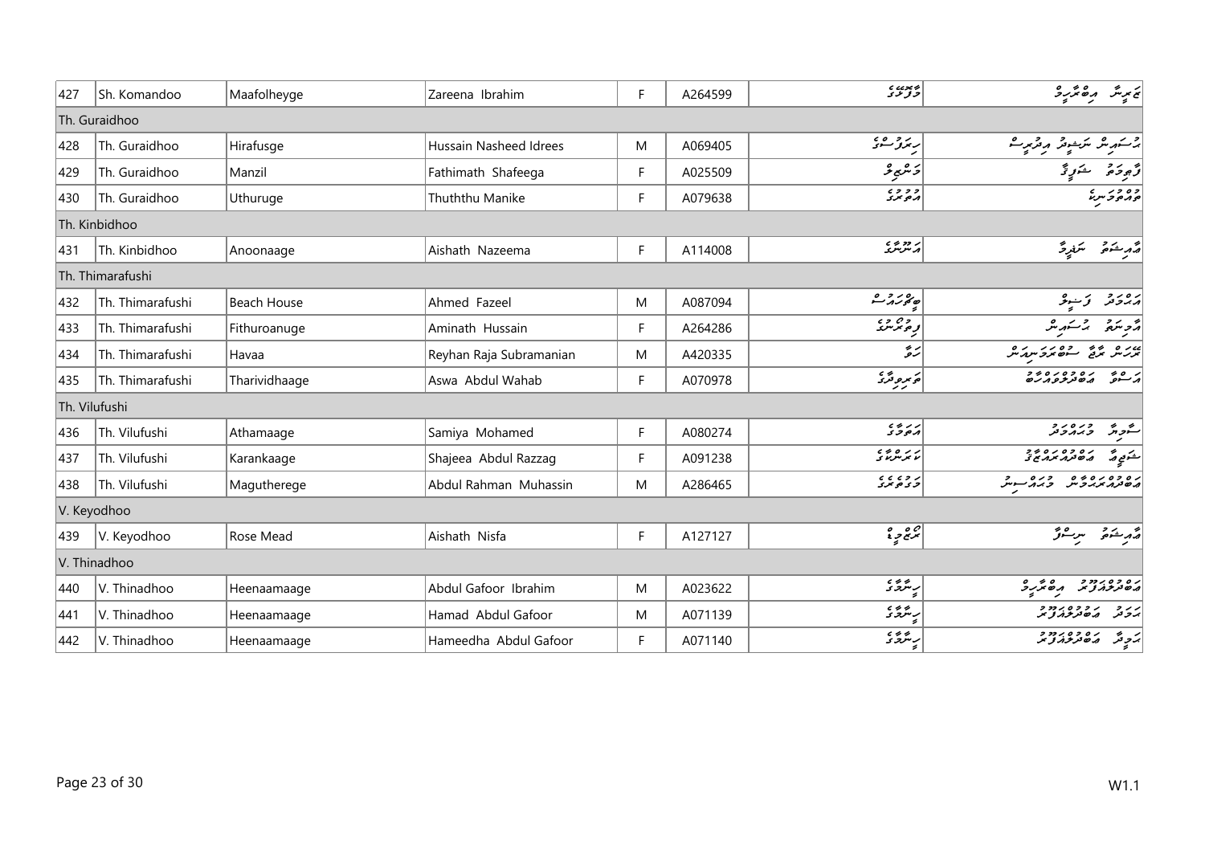| 427 | Sh. Komandoo | Maafolheyge | Zareena Ibrahim | F | A264599 | މާފޮޅޭގެ | ޒަރީނާ އިބްރާހީމް |
|---|---|---|---|---|---|---|---|
| Th. Guraidhoo | | | | | | | |
| 428 | Th. Guraidhoo | Hirafusge | Hussain Nasheed Idrees | M | A069405 | ހިރަފުސްގެ | ހުސައިން ނަޝީދު އިދްރީސް |
| 429 | Th. Guraidhoo | Manzil | Fathimath Shafeega | F | A025509 | މަންޒިލް | ފާތިމަތު ޝަފީޤާ |
| 430 | Th. Guraidhoo | Uthuruge | Thuththu Manike | F | A079638 | އުތުރުގެ | ތުއްތުމަނިކެ |
| Th. Kinbidhoo | | | | | | | |
| 431 | Th. Kinbidhoo | Anoonaage | Aishath Nazeema | F | A114008 | އަނޫނާގެ | އާއިޝަތު ނަޒީމާ |
| Th. Thimarafushi | | | | | | | |
| 432 | Th. Thimarafushi | Beach House | Ahmed Fazeel | M | A087094 | ބީޗްހައުސް | އަޙްމަދު ފަޒީލް |
| 433 | Th. Thimarafushi | Fithuroanuge | Aminath Hussain | F | A264286 | ފިތުރޯނުގެ | އާމިނަތު ހުސައިން |
| 434 | Th. Thimarafushi | Havaa | Reyhan Raja Subramanian | M | A420335 | ހަވާ | ރޭހަން ރާޖާ ސުބްރަމަނިއަން |
| 435 | Th. Thimarafushi | Tharividhaage | Aswa Abdul Wahab | F | A070978 | ތަރިވިދާގެ | އަސްވާ އަބްދުލްވަހާބް |
| Th. Vilufushi | | | | | | | |
| 436 | Th. Vilufushi | Athamaage | Samiya Mohamed | F | A080274 | އަތަމާގެ | ސާމިޔާ މުޙައްމަދު |
| 437 | Th. Vilufushi | Karankaage | Shajeea Abdul Razzag | F | A091238 | ކަރަންކާގެ | ޝަޖީއާ އަބްދުއްރައްޒާޤު |
| 438 | Th. Vilufushi | Magutherege | Abdul Rahman Muhassin | M | A286465 | މަގުތެރެގެ | އަބްދުއްރަޙްމާން މުޙައްސިން |
| V. Keyodhoo | | | | | | | |
| 439 | V. Keyodhoo | Rose Mead | Aishath Nisfa | F | A127127 | ރޯޒްމީޑް | އާއިޝަތު ނިސްފާ |
| V. Thinadhoo | | | | | | | |
| 440 | V. Thinadhoo | Heenaamaage | Abdul Gafoor Ibrahim | M | A023622 | ހީނާމާގެ | އަބްދުލްޣަފޫރު އިބްރާހީމް |
| 441 | V. Thinadhoo | Heenaamaage | Hamad Abdul Gafoor | M | A071139 | ހީނާމާގެ | ހަމަދު އަބްދުލްޣަފޫރު |
| 442 | V. Thinadhoo | Heenaamaage | Hameedha Abdul Gafoor | F | A071140 | ހީނާމާގެ | ހަމީދާ އަބްދުލްޣަފޫރު |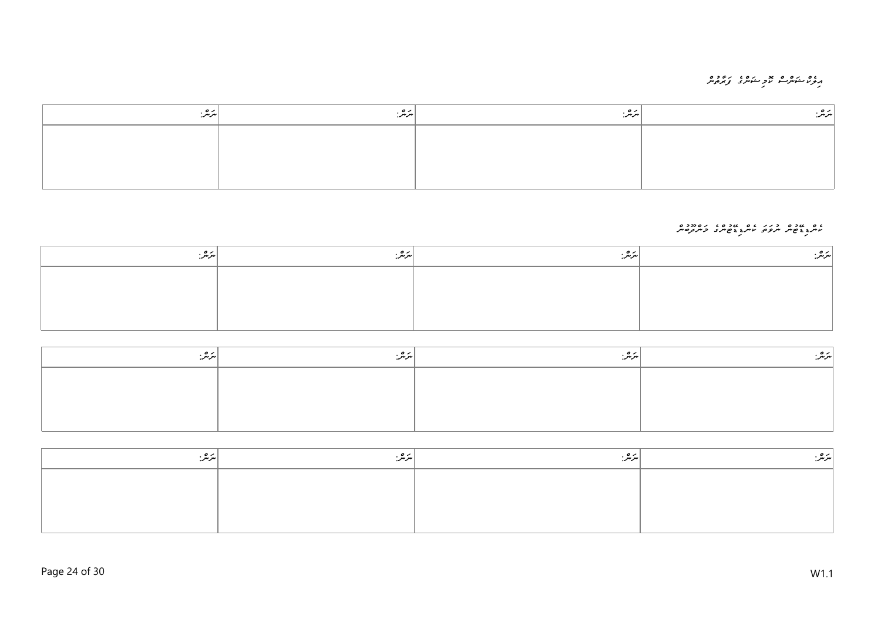# ދިވެހި ޝަރުޢީ ކޯޓުތަކުގެ ފަރާތުން

| ނަންބަރު: | ނަންބަރު: | ނަންބަރު: | ނަންބަރު: |
|---|---|---|---|
| | | | |

## ކުންފުނި ރަޖިސްޓްރީ އޮފީހުގެ ބަޔާނާއި ގުޅޭ މަޢުލޫމާތު

| ނަންބަރު: | ނަންބަރު: | ނަންބަރު: | ނަންބަރު: |
|---|---|---|---|
| | | | |

| ނަންބަރު: | ނަންބަރު: | ނަންބަރު: | ނަންބަރު: |
|---|---|---|---|
| | | | |

| ނަންބަރު: | ނަންބަރު: | ނަންބަރު: | ނަންބަރު: |
|---|---|---|---|
| | | | |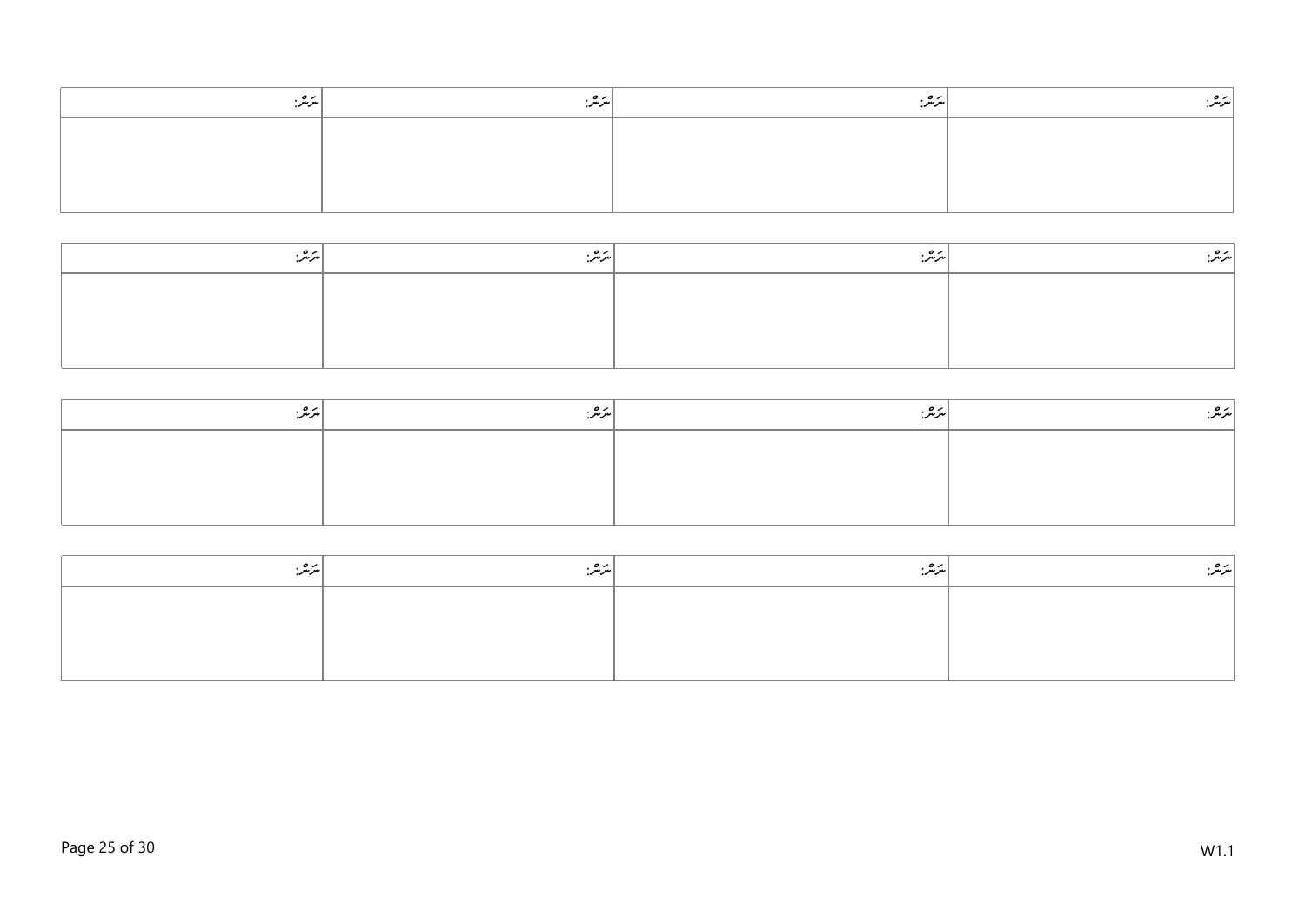| ނަރުދ: | ނަރުދ: | ނަރުދ: | ނަރުދ: |
| --- | --- | --- | --- |
| | | | |

| ނަރުދ: | ނަރުދ: | ނަރުދ: | ނަރުދ: |
| --- | --- | --- | --- |
| | | | |

| ނަރުދ: | ނަރުދ: | ނަރުދ: | ނަރުދ: |
| --- | --- | --- | --- |
| | | | |

| ނަރުދ: | ނަރުދ: | ނަރުދ: | ނަރުދ: |
| --- | --- | --- | --- |
| | | | |

W1.1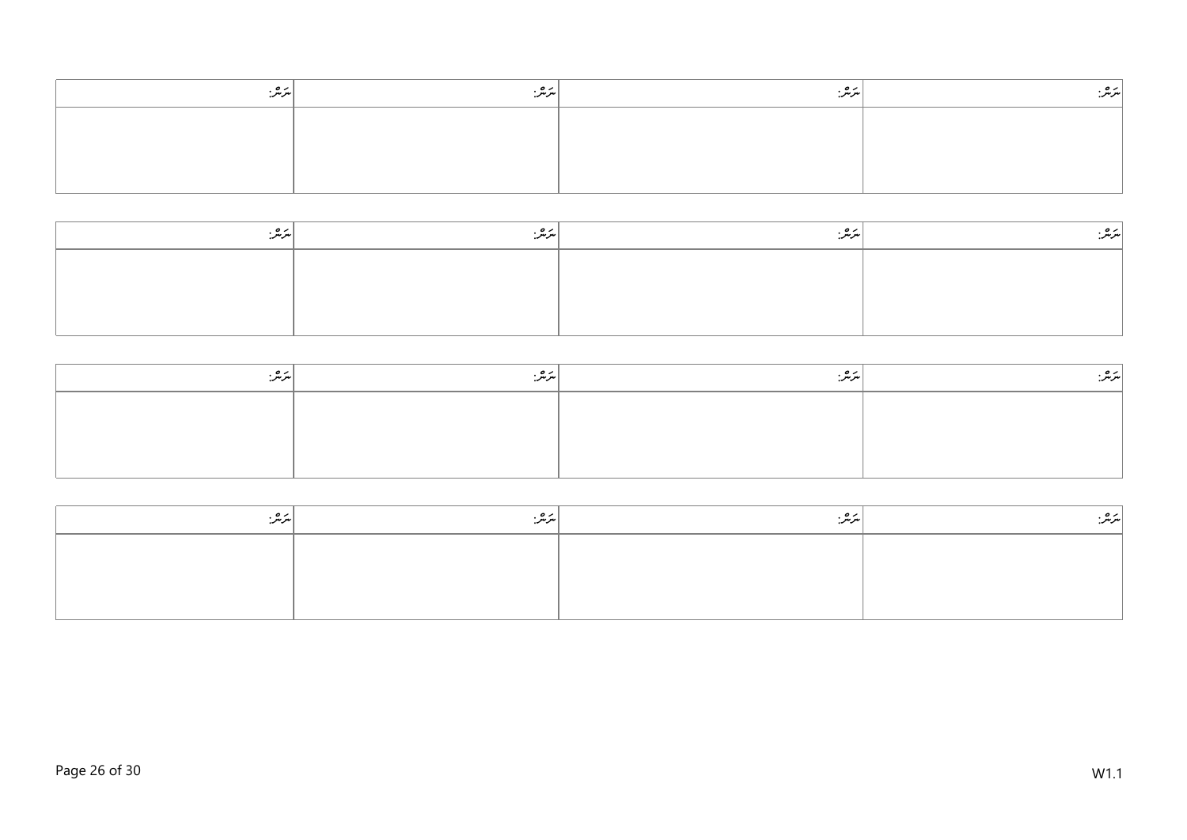| ނަރުދ: | ނަރުދ: | ނަރުދ: | ނަރުދ: |
| --- | --- | --- | --- |
| | | | |

| ނަރުދ: | ނަރުދ: | ނަރުދ: | ނަރުދ: |
| --- | --- | --- | --- |
| | | | |

| ނަރުދ: | ނަރުދ: | ނަރުދ: | ނަރުދ: |
| --- | --- | --- | --- |
| | | | |

| ނަރުދ: | ނަރުދ: | ނަރުދ: | ނަރުދ: |
| --- | --- | --- | --- |
| | | | |

W1.1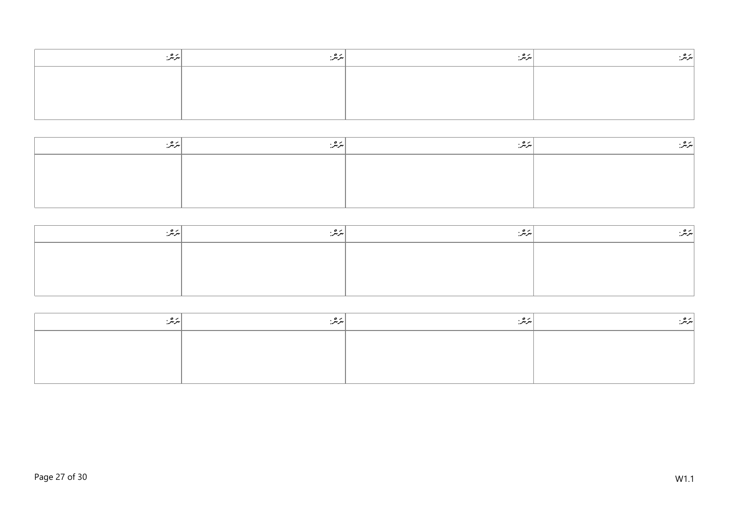| ޝަރުތު: | ޝަރުތު: | ޝަރުތު: | ޝަރުތު: |
|---|---|---|---|
| | | | |

| ޝަރުތު: | ޝަރުތު: | ޝަރުތު: | ޝަރުތު: |
|---|---|---|---|
| | | | |

| ޝަރުތު: | ޝަރުތު: | ޝަރުތު: | ޝަރުތު: |
|---|---|---|---|
| | | | |

| ޝަރުތު: | ޝަރުތު: | ޝަރުތު: | ޝަރުތު: |
|---|---|---|---|
| | | | |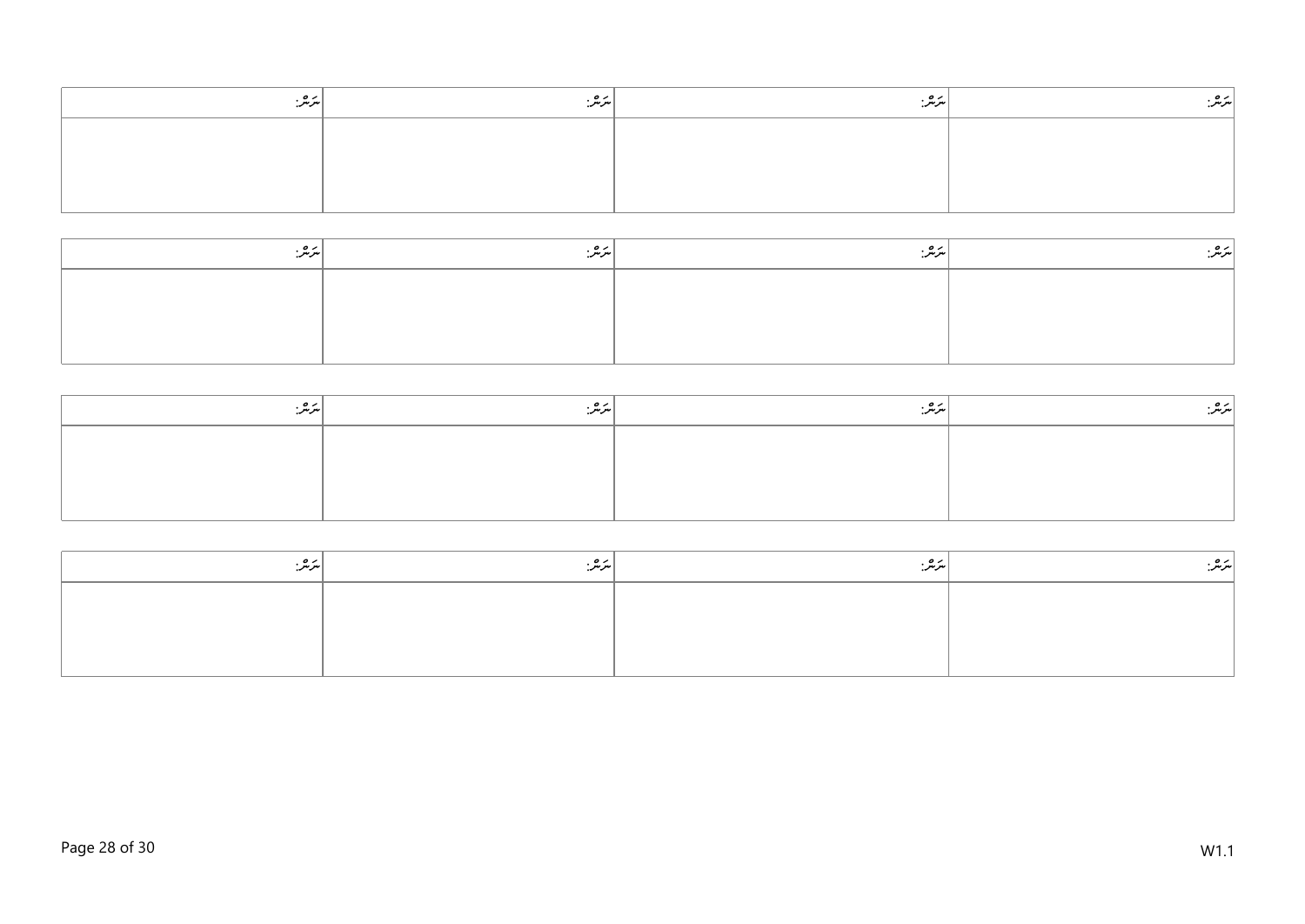| ނަރުދ: | ނަރުދ: | ނަރުދ: | ނަރުދ: |
| --- | --- | --- | --- |
| | | | |

| ނަރުދ: | ނަރުދ: | ނަރުދ: | ނަރުދ: |
| --- | --- | --- | --- |
| | | | |

| ނަރުދ: | ނަރުދ: | ނަރުދ: | ނަރުދ: |
| --- | --- | --- | --- |
| | | | |

| ނަރުދ: | ނަރުދ: | ނަރުދ: | ނަރުދ: |
| --- | --- | --- | --- |
| | | | |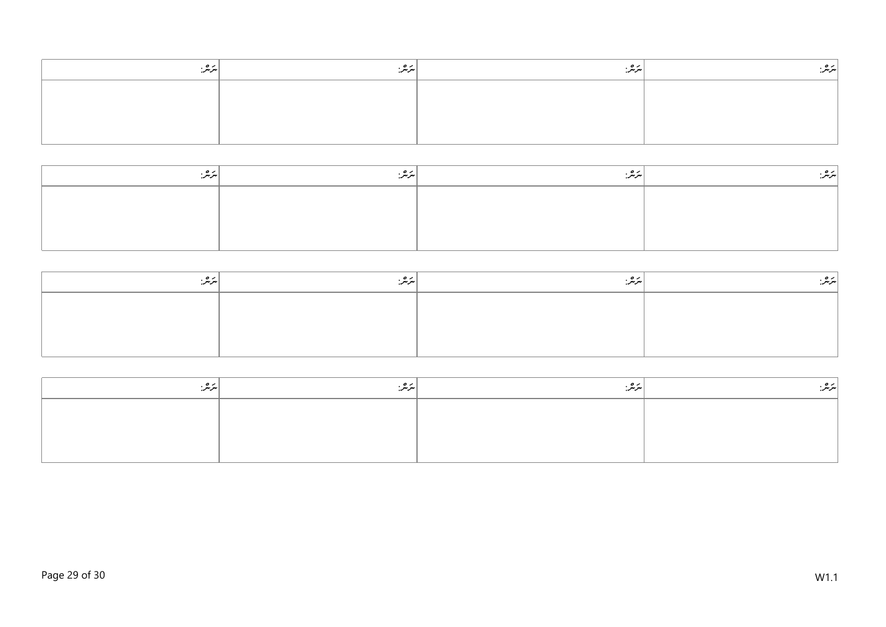| ނަރުދ: | ނަރުދ: | ނަރުދ: | ނަރުދ: |
| --- | --- | --- | --- |
| | | | |

| ނަރުދ: | ނަރުދ: | ނަރުދ: | ނަރުދ: |
| --- | --- | --- | --- |
| | | | |

| ނަރުދ: | ނަރުދ: | ނަރުދ: | ނަރުދ: |
| --- | --- | --- | --- |
| | | | |

| ނަރުދ: | ނަރުދ: | ނަރުދ: | ނަރުދ: |
| --- | --- | --- | --- |
| | | | |

W1.1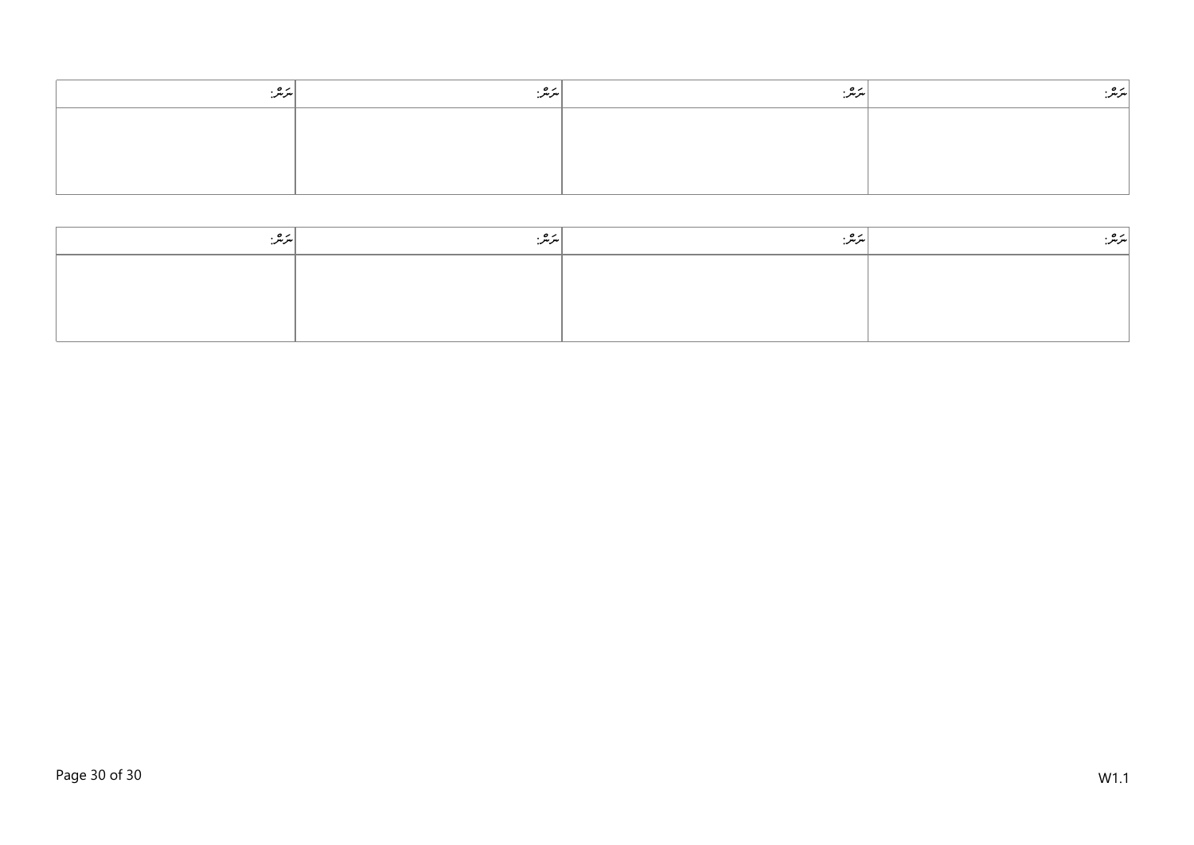| ނަރެދ: | ނަރެދ: | ނަރެދ: | ނަރެދ: |
|---|---|---|---|
| | | | |

| ނަރެދ: | ނަރެދ: | ނަރެދ: | ނަރެދ: |
|---|---|---|---|
| | | | |